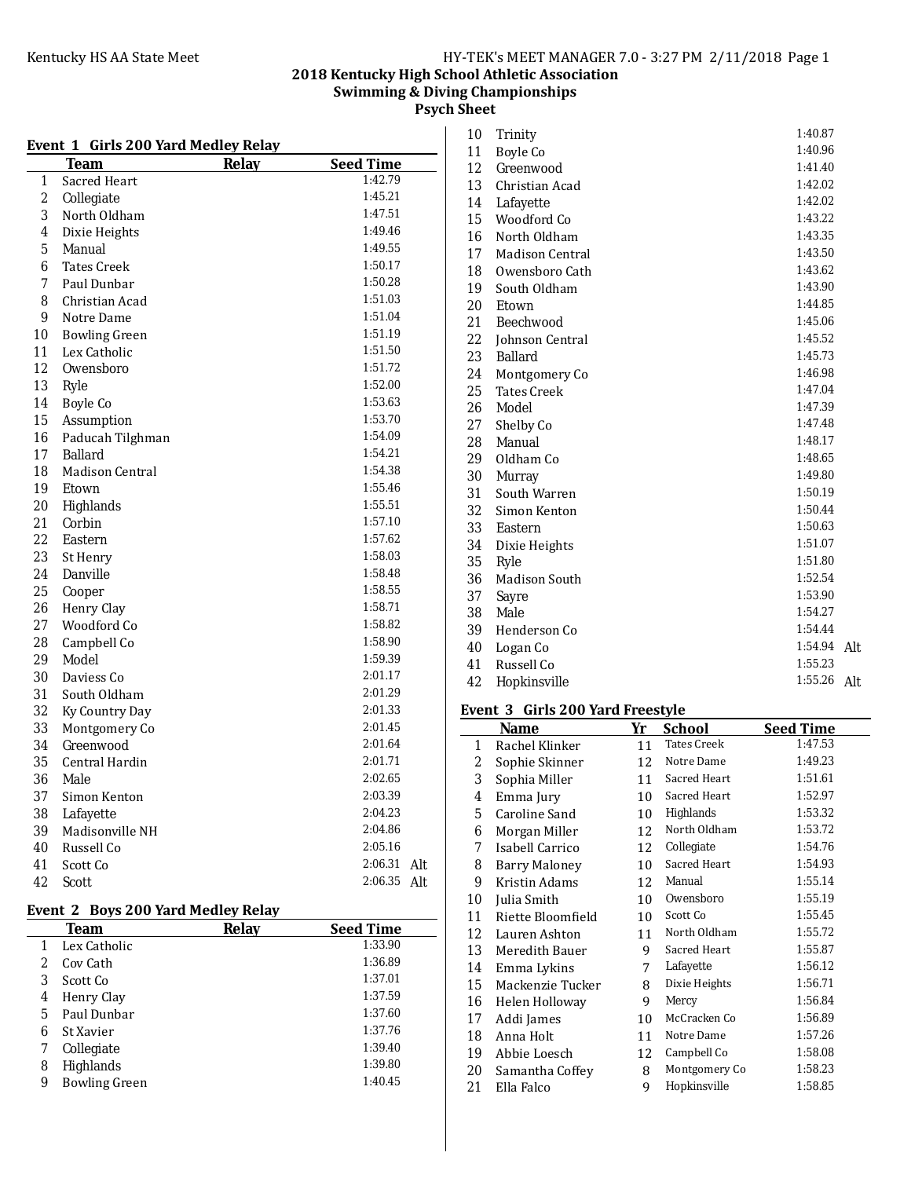**2018 Kentucky High School Athletic Association**
**Swimming & Diving Championships**
**Psych Sheet**

### Event 1 Girls 200 Yard Medley Relay

| | Team | Relay | Seed Time | |
|---|---|---|---|---|
| 1 | Sacred Heart | | 1:42.79 | |
| 2 | Collegiate | | 1:45.21 | |
| 3 | North Oldham | | 1:47.51 | |
| 4 | Dixie Heights | | 1:49.46 | |
| 5 | Manual | | 1:49.55 | |
| 6 | Tates Creek | | 1:50.17 | |
| 7 | Paul Dunbar | | 1:50.28 | |
| 8 | Christian Acad | | 1:51.03 | |
| 9 | Notre Dame | | 1:51.04 | |
| 10 | Bowling Green | | 1:51.19 | |
| 11 | Lex Catholic | | 1:51.50 | |
| 12 | Owensboro | | 1:51.72 | |
| 13 | Ryle | | 1:52.00 | |
| 14 | Boyle Co | | 1:53.63 | |
| 15 | Assumption | | 1:53.70 | |
| 16 | Paducah Tilghman | | 1:54.09 | |
| 17 | Ballard | | 1:54.21 | |
| 18 | Madison Central | | 1:54.38 | |
| 19 | Etown | | 1:55.46 | |
| 20 | Highlands | | 1:55.51 | |
| 21 | Corbin | | 1:57.10 | |
| 22 | Eastern | | 1:57.62 | |
| 23 | St Henry | | 1:58.03 | |
| 24 | Danville | | 1:58.48 | |
| 25 | Cooper | | 1:58.55 | |
| 26 | Henry Clay | | 1:58.71 | |
| 27 | Woodford Co | | 1:58.82 | |
| 28 | Campbell Co | | 1:58.90 | |
| 29 | Model | | 1:59.39 | |
| 30 | Daviess Co | | 2:01.17 | |
| 31 | South Oldham | | 2:01.29 | |
| 32 | Ky Country Day | | 2:01.33 | |
| 33 | Montgomery Co | | 2:01.45 | |
| 34 | Greenwood | | 2:01.64 | |
| 35 | Central Hardin | | 2:01.71 | |
| 36 | Male | | 2:02.65 | |
| 37 | Simon Kenton | | 2:03.39 | |
| 38 | Lafayette | | 2:04.23 | |
| 39 | Madisonville NH | | 2:04.86 | |
| 40 | Russell Co | | 2:05.16 | |
| 41 | Scott Co | | 2:06.31 | Alt |
| 42 | Scott | | 2:06.35 | Alt |

### Event 2 Boys 200 Yard Medley Relay

| | Team | Relay | Seed Time | |
|---|---|---|---|---|
| 1 | Lex Catholic | | 1:33.90 | |
| 2 | Cov Cath | | 1:36.89 | |
| 3 | Scott Co | | 1:37.01 | |
| 4 | Henry Clay | | 1:37.59 | |
| 5 | Paul Dunbar | | 1:37.60 | |
| 6 | St Xavier | | 1:37.76 | |
| 7 | Collegiate | | 1:39.40 | |
| 8 | Highlands | | 1:39.80 | |
| 9 | Bowling Green | | 1:40.45 | |
| 10 | Trinity | | 1:40.87 | |
| 11 | Boyle Co | | 1:40.96 | |
| 12 | Greenwood | | 1:41.40 | |
| 13 | Christian Acad | | 1:42.02 | |
| 14 | Lafayette | | 1:42.02 | |
| 15 | Woodford Co | | 1:43.22 | |
| 16 | North Oldham | | 1:43.35 | |
| 17 | Madison Central | | 1:43.50 | |
| 18 | Owensboro Cath | | 1:43.62 | |
| 19 | South Oldham | | 1:43.90 | |
| 20 | Etown | | 1:44.85 | |
| 21 | Beechwood | | 1:45.06 | |
| 22 | Johnson Central | | 1:45.52 | |
| 23 | Ballard | | 1:45.73 | |
| 24 | Montgomery Co | | 1:46.98 | |
| 25 | Tates Creek | | 1:47.04 | |
| 26 | Model | | 1:47.39 | |
| 27 | Shelby Co | | 1:47.48 | |
| 28 | Manual | | 1:48.17 | |
| 29 | Oldham Co | | 1:48.65 | |
| 30 | Murray | | 1:49.80 | |
| 31 | South Warren | | 1:50.19 | |
| 32 | Simon Kenton | | 1:50.44 | |
| 33 | Eastern | | 1:50.63 | |
| 34 | Dixie Heights | | 1:51.07 | |
| 35 | Ryle | | 1:51.80 | |
| 36 | Madison South | | 1:52.54 | |
| 37 | Sayre | | 1:53.90 | |
| 38 | Male | | 1:54.27 | |
| 39 | Henderson Co | | 1:54.44 | |
| 40 | Logan Co | | 1:54.94 | Alt |
| 41 | Russell Co | | 1:55.23 | |
| 42 | Hopkinsville | | 1:55.26 | Alt |

### Event 3 Girls 200 Yard Freestyle

| | Name | Yr | School | Seed Time |
|---|---|---|---|---|
| 1 | Rachel Klinker | 11 | Tates Creek | 1:47.53 |
| 2 | Sophie Skinner | 12 | Notre Dame | 1:49.23 |
| 3 | Sophia Miller | 11 | Sacred Heart | 1:51.61 |
| 4 | Emma Jury | 10 | Sacred Heart | 1:52.97 |
| 5 | Caroline Sand | 10 | Highlands | 1:53.32 |
| 6 | Morgan Miller | 12 | North Oldham | 1:53.72 |
| 7 | Isabell Carrico | 12 | Collegiate | 1:54.76 |
| 8 | Barry Maloney | 10 | Sacred Heart | 1:54.93 |
| 9 | Kristin Adams | 12 | Manual | 1:55.14 |
| 10 | Julia Smith | 10 | Owensboro | 1:55.19 |
| 11 | Riette Bloomfield | 10 | Scott Co | 1:55.45 |
| 12 | Lauren Ashton | 11 | North Oldham | 1:55.72 |
| 13 | Meredith Bauer | 9 | Sacred Heart | 1:55.87 |
| 14 | Emma Lykins | 7 | Lafayette | 1:56.12 |
| 15 | Mackenzie Tucker | 8 | Dixie Heights | 1:56.71 |
| 16 | Helen Holloway | 9 | Mercy | 1:56.84 |
| 17 | Addi James | 10 | McCracken Co | 1:56.89 |
| 18 | Anna Holt | 11 | Notre Dame | 1:57.26 |
| 19 | Abbie Loesch | 12 | Campbell Co | 1:58.08 |
| 20 | Samantha Coffey | 8 | Montgomery Co | 1:58.23 |
| 21 | Ella Falco | 9 | Hopkinsville | 1:58.85 |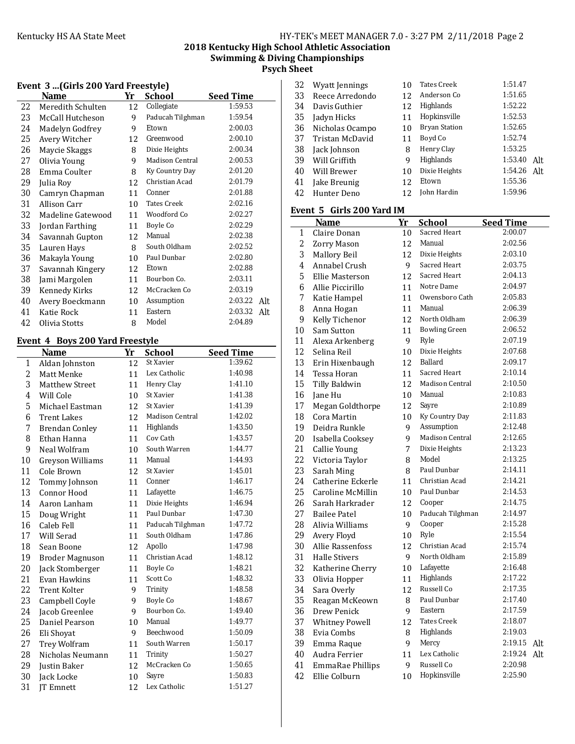## 2018 Kentucky High School Athletic Association
## Swimming & Diving Championships
## Psych Sheet

### Event 3 ...(Girls 200 Yard Freestyle)

| | Name | Yr | School | Seed Time | |
|---|---|---|---|---|---|
| 22 | Meredith Schulten | 12 | Collegiate | 1:59.53 | |
| 23 | McCall Hutcheson | 9 | Paducah Tilghman | 1:59.54 | |
| 24 | Madelyn Godfrey | 9 | Etown | 2:00.03 | |
| 25 | Avery Witcher | 12 | Greenwood | 2:00.10 | |
| 26 | Maycie Skaggs | 8 | Dixie Heights | 2:00.34 | |
| 27 | Olivia Young | 9 | Madison Central | 2:00.53 | |
| 28 | Emma Coulter | 8 | Ky Country Day | 2:01.20 | |
| 29 | Julia Roy | 12 | Christian Acad | 2:01.79 | |
| 30 | Camryn Chapman | 11 | Conner | 2:01.88 | |
| 31 | Allison Carr | 10 | Tates Creek | 2:02.16 | |
| 32 | Madeline Gatewood | 11 | Woodford Co | 2:02.27 | |
| 33 | Jordan Farthing | 11 | Boyle Co | 2:02.29 | |
| 34 | Savannah Gupton | 12 | Manual | 2:02.38 | |
| 35 | Lauren Hays | 8 | South Oldham | 2:02.52 | |
| 36 | Makayla Young | 10 | Paul Dunbar | 2:02.80 | |
| 37 | Savannah Kingery | 12 | Etown | 2:02.88 | |
| 38 | Jami Margolen | 11 | Bourbon Co. | 2:03.11 | |
| 39 | Kennedy Kirks | 12 | McCracken Co | 2:03.19 | |
| 40 | Avery Boeckmann | 10 | Assumption | 2:03.22 | Alt |
| 41 | Katie Rock | 11 | Eastern | 2:03.32 | Alt |
| 42 | Olivia Stotts | 8 | Model | 2:04.89 | |

### Event 4 Boys 200 Yard Freestyle

| | Name | Yr | School | Seed Time | |
|---|---|---|---|---|---|
| 1 | Aldan Johnston | 12 | St Xavier | 1:39.62 | |
| 2 | Matt Menke | 11 | Lex Catholic | 1:40.98 | |
| 3 | Matthew Street | 11 | Henry Clay | 1:41.10 | |
| 4 | Will Cole | 10 | St Xavier | 1:41.38 | |
| 5 | Michael Eastman | 12 | St Xavier | 1:41.39 | |
| 6 | Trent Lakes | 12 | Madison Central | 1:42.02 | |
| 7 | Brendan Conley | 11 | Highlands | 1:43.50 | |
| 8 | Ethan Hanna | 11 | Cov Cath | 1:43.57 | |
| 9 | Neal Wolfram | 10 | South Warren | 1:44.77 | |
| 10 | Greyson Williams | 11 | Manual | 1:44.93 | |
| 11 | Cole Brown | 12 | St Xavier | 1:45.01 | |
| 12 | Tommy Johnson | 11 | Conner | 1:46.17 | |
| 13 | Connor Hood | 11 | Lafayette | 1:46.75 | |
| 14 | Aaron Lanham | 11 | Dixie Heights | 1:46.94 | |
| 15 | Doug Wright | 11 | Paul Dunbar | 1:47.30 | |
| 16 | Caleb Fell | 11 | Paducah Tilghman | 1:47.72 | |
| 17 | Will Serad | 11 | South Oldham | 1:47.86 | |
| 18 | Sean Boone | 12 | Apollo | 1:47.98 | |
| 19 | Broder Magnuson | 11 | Christian Acad | 1:48.12 | |
| 20 | Jack Stomberger | 11 | Boyle Co | 1:48.21 | |
| 21 | Evan Hawkins | 11 | Scott Co | 1:48.32 | |
| 22 | Trent Kolter | 9 | Trinity | 1:48.58 | |
| 23 | Campbell Coyle | 9 | Boyle Co | 1:48.67 | |
| 24 | Jacob Greenlee | 9 | Bourbon Co. | 1:49.40 | |
| 25 | Daniel Pearson | 10 | Manual | 1:49.77 | |
| 26 | Eli Shoyat | 9 | Beechwood | 1:50.09 | |
| 27 | Trey Wolfram | 11 | South Warren | 1:50.17 | |
| 28 | Nicholas Neumann | 11 | Trinity | 1:50.27 | |
| 29 | Justin Baker | 12 | McCracken Co | 1:50.65 | |
| 30 | Jack Locke | 10 | Sayre | 1:50.83 | |
| 31 | JT Emnett | 12 | Lex Catholic | 1:51.27 | |
| 32 | Wyatt Jennings | 10 | Tates Creek | 1:51.47 | |
| 33 | Reece Arredondo | 12 | Anderson Co | 1:51.65 | |
| 34 | Davis Guthier | 12 | Highlands | 1:52.22 | |
| 35 | Jadyn Hicks | 11 | Hopkinsville | 1:52.53 | |
| 36 | Nicholas Ocampo | 10 | Bryan Station | 1:52.65 | |
| 37 | Tristan McDavid | 11 | Boyd Co | 1:52.74 | |
| 38 | Jack Johnson | 8 | Henry Clay | 1:53.25 | |
| 39 | Will Griffith | 9 | Highlands | 1:53.40 | Alt |
| 40 | Will Brewer | 10 | Dixie Heights | 1:54.26 | Alt |
| 41 | Jake Breunig | 12 | Etown | 1:55.36 | |
| 42 | Hunter Deno | 12 | John Hardin | 1:59.96 | |

### Event 5 Girls 200 Yard IM

| | Name | Yr | School | Seed Time | |
|---|---|---|---|---|---|
| 1 | Claire Donan | 10 | Sacred Heart | 2:00.07 | |
| 2 | Zorry Mason | 12 | Manual | 2:02.56 | |
| 3 | Mallory Beil | 12 | Dixie Heights | 2:03.10 | |
| 4 | Annabel Crush | 9 | Sacred Heart | 2:03.75 | |
| 5 | Ellie Masterson | 12 | Sacred Heart | 2:04.13 | |
| 6 | Allie Piccirillo | 11 | Notre Dame | 2:04.97 | |
| 7 | Katie Hampel | 11 | Owensboro Cath | 2:05.83 | |
| 8 | Anna Hogan | 11 | Manual | 2:06.39 | |
| 9 | Kelly Tichenor | 12 | North Oldham | 2:06.39 | |
| 10 | Sam Sutton | 11 | Bowling Green | 2:06.52 | |
| 11 | Alexa Arkenberg | 9 | Ryle | 2:07.19 | |
| 12 | Selina Reil | 10 | Dixie Heights | 2:07.68 | |
| 13 | Erin Hixenbaugh | 12 | Ballard | 2:09.17 | |
| 14 | Tessa Horan | 11 | Sacred Heart | 2:10.14 | |
| 15 | Tilly Baldwin | 12 | Madison Central | 2:10.50 | |
| 16 | Jane Hu | 10 | Manual | 2:10.83 | |
| 17 | Megan Goldthorpe | 12 | Sayre | 2:10.89 | |
| 18 | Cora Martin | 10 | Ky Country Day | 2:11.83 | |
| 19 | Deidra Runkle | 9 | Assumption | 2:12.48 | |
| 20 | Isabella Cooksey | 9 | Madison Central | 2:12.65 | |
| 21 | Callie Young | 7 | Dixie Heights | 2:13.23 | |
| 22 | Victoria Taylor | 8 | Model | 2:13.25 | |
| 23 | Sarah Ming | 8 | Paul Dunbar | 2:14.11 | |
| 24 | Catherine Eckerle | 11 | Christian Acad | 2:14.21 | |
| 25 | Caroline McMillin | 10 | Paul Dunbar | 2:14.53 | |
| 26 | Sarah Harkrader | 12 | Cooper | 2:14.75 | |
| 27 | Bailee Patel | 10 | Paducah Tilghman | 2:14.97 | |
| 28 | Alivia Williams | 9 | Cooper | 2:15.28 | |
| 29 | Avery Floyd | 10 | Ryle | 2:15.54 | |
| 30 | Allie Rassenfoss | 12 | Christian Acad | 2:15.74 | |
| 31 | Halle Stivers | 9 | North Oldham | 2:15.89 | |
| 32 | Katherine Cherry | 10 | Lafayette | 2:16.48 | |
| 33 | Olivia Hopper | 11 | Highlands | 2:17.22 | |
| 34 | Sara Overly | 12 | Russell Co | 2:17.35 | |
| 35 | Reagan McKeown | 8 | Paul Dunbar | 2:17.40 | |
| 36 | Drew Penick | 9 | Eastern | 2:17.59 | |
| 37 | Whitney Powell | 12 | Tates Creek | 2:18.07 | |
| 38 | Evia Combs | 8 | Highlands | 2:19.03 | |
| 39 | Emma Raque | 9 | Mercy | 2:19.15 | Alt |
| 40 | Audra Ferrier | 11 | Lex Catholic | 2:19.24 | Alt |
| 41 | EmmaRae Phillips | 9 | Russell Co | 2:20.98 | |
| 42 | Ellie Colburn | 10 | Hopkinsville | 2:25.90 | |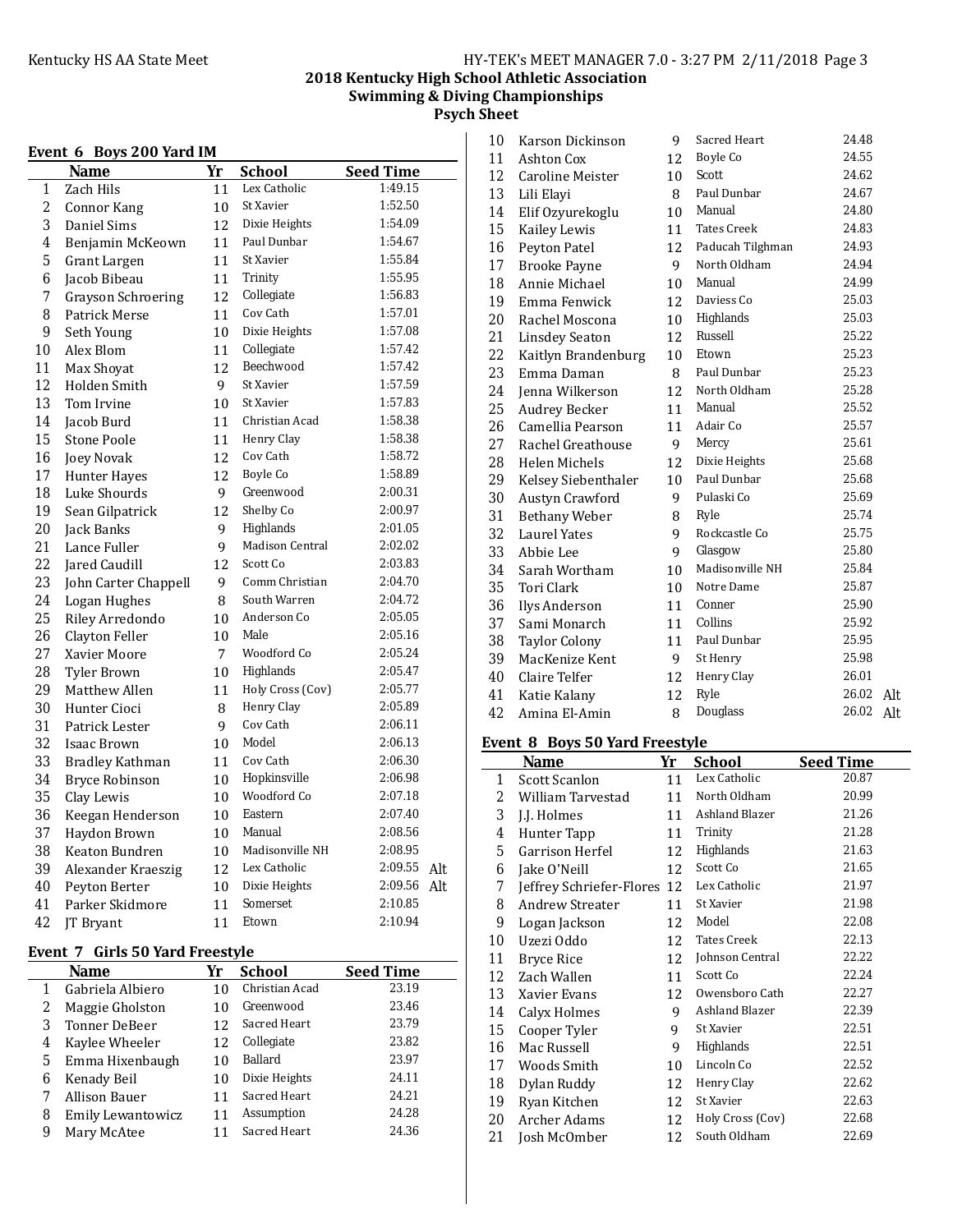Kentucky HS AA State Meet

HY-TEK's MEET MANAGER 7.0 - 3:27 PM 2/11/2018

## 2018 Kentucky High School Athletic Association
## Swimming & Diving Championships
## Psych Sheet

### Event 6 Boys 200 Yard IM

| | Name | Yr | School | Seed Time | |
|---|---|---|---|---|---|
| 1 | Zach Hils | 11 | Lex Catholic | 1:49.15 | |
| 2 | Connor Kang | 10 | St Xavier | 1:52.50 | |
| 3 | Daniel Sims | 12 | Dixie Heights | 1:54.09 | |
| 4 | Benjamin McKeown | 11 | Paul Dunbar | 1:54.67 | |
| 5 | Grant Largen | 11 | St Xavier | 1:55.84 | |
| 6 | Jacob Bibeau | 11 | Trinity | 1:55.95 | |
| 7 | Grayson Schroering | 12 | Collegiate | 1:56.83 | |
| 8 | Patrick Merse | 11 | Cov Cath | 1:57.01 | |
| 9 | Seth Young | 10 | Dixie Heights | 1:57.08 | |
| 10 | Alex Blom | 11 | Collegiate | 1:57.42 | |
| 11 | Max Shoyat | 12 | Beechwood | 1:57.42 | |
| 12 | Holden Smith | 9 | St Xavier | 1:57.59 | |
| 13 | Tom Irvine | 10 | St Xavier | 1:57.83 | |
| 14 | Jacob Burd | 11 | Christian Acad | 1:58.38 | |
| 15 | Stone Poole | 11 | Henry Clay | 1:58.38 | |
| 16 | Joey Novak | 12 | Cov Cath | 1:58.72 | |
| 17 | Hunter Hayes | 12 | Boyle Co | 1:58.89 | |
| 18 | Luke Shourds | 9 | Greenwood | 2:00.31 | |
| 19 | Sean Gilpatrick | 12 | Shelby Co | 2:00.97 | |
| 20 | Jack Banks | 9 | Highlands | 2:01.05 | |
| 21 | Lance Fuller | 9 | Madison Central | 2:02.02 | |
| 22 | Jared Caudill | 12 | Scott Co | 2:03.83 | |
| 23 | John Carter Chappell | 9 | Comm Christian | 2:04.70 | |
| 24 | Logan Hughes | 8 | South Warren | 2:04.72 | |
| 25 | Riley Arredondo | 10 | Anderson Co | 2:05.05 | |
| 26 | Clayton Feller | 10 | Male | 2:05.16 | |
| 27 | Xavier Moore | 7 | Woodford Co | 2:05.24 | |
| 28 | Tyler Brown | 10 | Highlands | 2:05.47 | |
| 29 | Matthew Allen | 11 | Holy Cross (Cov) | 2:05.77 | |
| 30 | Hunter Cioci | 8 | Henry Clay | 2:05.89 | |
| 31 | Patrick Lester | 9 | Cov Cath | 2:06.11 | |
| 32 | Isaac Brown | 10 | Model | 2:06.13 | |
| 33 | Bradley Kathman | 11 | Cov Cath | 2:06.30 | |
| 34 | Bryce Robinson | 10 | Hopkinsville | 2:06.98 | |
| 35 | Clay Lewis | 10 | Woodford Co | 2:07.18 | |
| 36 | Keegan Henderson | 10 | Eastern | 2:07.40 | |
| 37 | Haydon Brown | 10 | Manual | 2:08.56 | |
| 38 | Keaton Bundren | 10 | Madisonville NH | 2:08.95 | |
| 39 | Alexander Kraeszig | 12 | Lex Catholic | 2:09.55 | Alt |
| 40 | Peyton Berter | 10 | Dixie Heights | 2:09.56 | Alt |
| 41 | Parker Skidmore | 11 | Somerset | 2:10.85 | |
| 42 | JT Bryant | 11 | Etown | 2:10.94 | |

### Event 7 Girls 50 Yard Freestyle

| | Name | Yr | School | Seed Time | |
|---|---|---|---|---|---|
| 1 | Gabriela Albiero | 10 | Christian Acad | 23.19 | |
| 2 | Maggie Gholston | 10 | Greenwood | 23.46 | |
| 3 | Tonner DeBeer | 12 | Sacred Heart | 23.79 | |
| 4 | Kaylee Wheeler | 12 | Collegiate | 23.82 | |
| 5 | Emma Hixenbaugh | 10 | Ballard | 23.97 | |
| 6 | Kenady Beil | 10 | Dixie Heights | 24.11 | |
| 7 | Allison Bauer | 11 | Sacred Heart | 24.21 | |
| 8 | Emily Lewantowicz | 11 | Assumption | 24.28 | |
| 9 | Mary McAtee | 11 | Sacred Heart | 24.36 | |
| 10 | Karson Dickinson | 9 | Sacred Heart | 24.48 | |
| 11 | Ashton Cox | 12 | Boyle Co | 24.55 | |
| 12 | Caroline Meister | 10 | Scott | 24.62 | |
| 13 | Lili Elayi | 8 | Paul Dunbar | 24.67 | |
| 14 | Elif Ozyurekoglu | 10 | Manual | 24.80 | |
| 15 | Kailey Lewis | 11 | Tates Creek | 24.83 | |
| 16 | Peyton Patel | 12 | Paducah Tilghman | 24.93 | |
| 17 | Brooke Payne | 9 | North Oldham | 24.94 | |
| 18 | Annie Michael | 10 | Manual | 24.99 | |
| 19 | Emma Fenwick | 12 | Daviess Co | 25.03 | |
| 20 | Rachel Moscona | 10 | Highlands | 25.03 | |
| 21 | Linsdey Seaton | 12 | Russell | 25.22 | |
| 22 | Kaitlyn Brandenburg | 10 | Etown | 25.23 | |
| 23 | Emma Daman | 8 | Paul Dunbar | 25.23 | |
| 24 | Jenna Wilkerson | 12 | North Oldham | 25.28 | |
| 25 | Audrey Becker | 11 | Manual | 25.52 | |
| 26 | Camellia Pearson | 11 | Adair Co | 25.57 | |
| 27 | Rachel Greathouse | 9 | Mercy | 25.61 | |
| 28 | Helen Michels | 12 | Dixie Heights | 25.68 | |
| 29 | Kelsey Siebenthaler | 10 | Paul Dunbar | 25.68 | |
| 30 | Austyn Crawford | 9 | Pulaski Co | 25.69 | |
| 31 | Bethany Weber | 8 | Ryle | 25.74 | |
| 32 | Laurel Yates | 9 | Rockcastle Co | 25.75 | |
| 33 | Abbie Lee | 9 | Glasgow | 25.80 | |
| 34 | Sarah Wortham | 10 | Madisonville NH | 25.84 | |
| 35 | Tori Clark | 10 | Notre Dame | 25.87 | |
| 36 | Ilys Anderson | 11 | Conner | 25.90 | |
| 37 | Sami Monarch | 11 | Collins | 25.92 | |
| 38 | Taylor Colony | 11 | Paul Dunbar | 25.95 | |
| 39 | MacKenize Kent | 9 | St Henry | 25.98 | |
| 40 | Claire Telfer | 12 | Henry Clay | 26.01 | |
| 41 | Katie Kalany | 12 | Ryle | 26.02 | Alt |
| 42 | Amina El-Amin | 8 | Douglass | 26.02 | Alt |

### Event 8 Boys 50 Yard Freestyle

| | Name | Yr | School | Seed Time |
|---|---|---|---|---|
| 1 | Scott Scanlon | 11 | Lex Catholic | 20.87 |
| 2 | William Tarvestad | 11 | North Oldham | 20.99 |
| 3 | J.J. Holmes | 11 | Ashland Blazer | 21.26 |
| 4 | Hunter Tapp | 11 | Trinity | 21.28 |
| 5 | Garrison Herfel | 12 | Highlands | 21.63 |
| 6 | Jake O'Neill | 12 | Scott Co | 21.65 |
| 7 | Jeffrey Schriefer-Flores | 12 | Lex Catholic | 21.97 |
| 8 | Andrew Streater | 11 | St Xavier | 21.98 |
| 9 | Logan Jackson | 12 | Model | 22.08 |
| 10 | Uzezi Oddo | 12 | Tates Creek | 22.13 |
| 11 | Bryce Rice | 12 | Johnson Central | 22.22 |
| 12 | Zach Wallen | 11 | Scott Co | 22.24 |
| 13 | Xavier Evans | 12 | Owensboro Cath | 22.27 |
| 14 | Calyx Holmes | 9 | Ashland Blazer | 22.39 |
| 15 | Cooper Tyler | 9 | St Xavier | 22.51 |
| 16 | Mac Russell | 9 | Highlands | 22.51 |
| 17 | Woods Smith | 10 | Lincoln Co | 22.52 |
| 18 | Dylan Ruddy | 12 | Henry Clay | 22.62 |
| 19 | Ryan Kitchen | 12 | St Xavier | 22.63 |
| 20 | Archer Adams | 12 | Holy Cross (Cov) | 22.68 |
| 21 | Josh McOmber | 12 | South Oldham | 22.69 |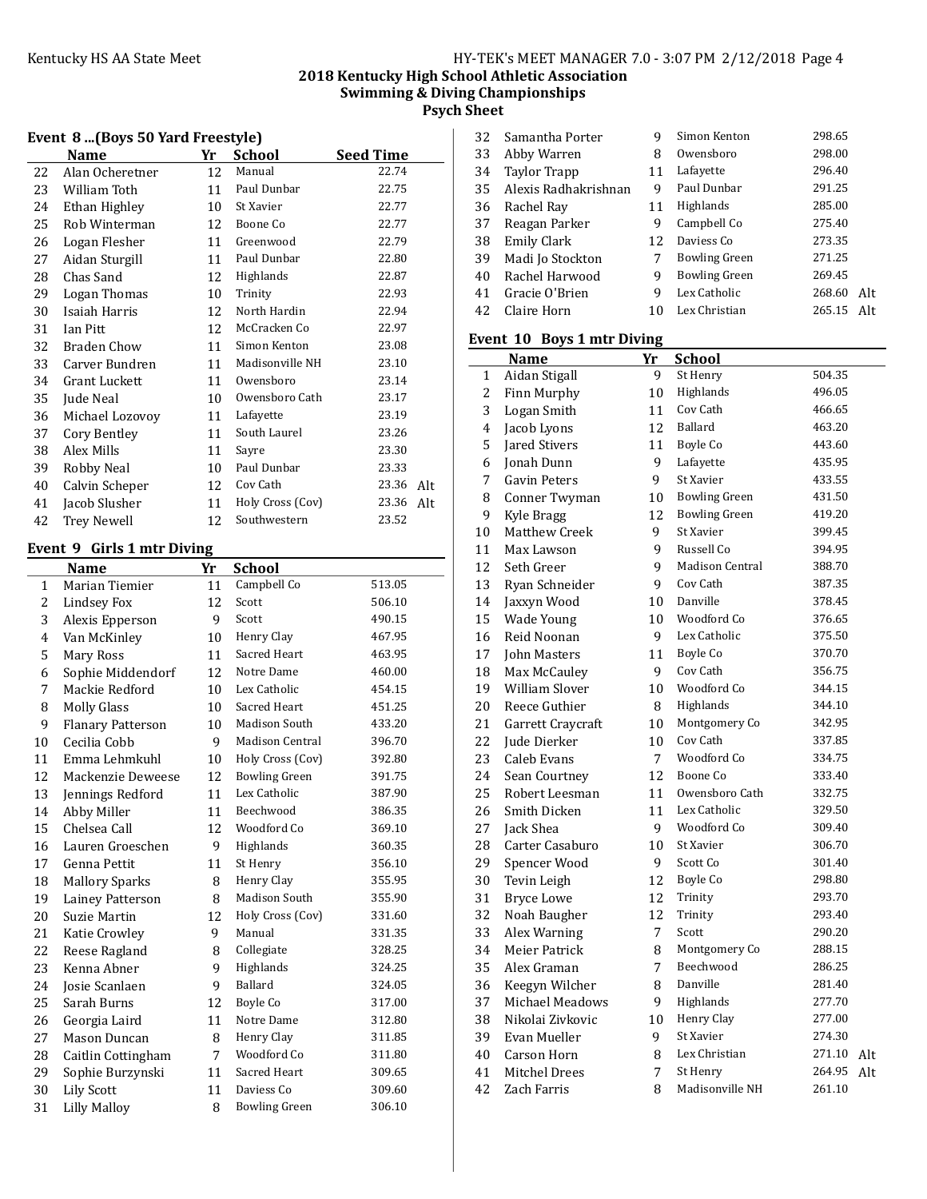## 2018 Kentucky High School Athletic Association
## Swimming & Diving Championships
## Psych Sheet

### Event 8 ...(Boys 50 Yard Freestyle)

| | Name | Yr | School | Seed Time | |
|---|---|---|---|---|---|
| 22 | Alan Ocheretner | 12 | Manual | 22.74 | |
| 23 | William Toth | 11 | Paul Dunbar | 22.75 | |
| 24 | Ethan Highley | 10 | St Xavier | 22.77 | |
| 25 | Rob Winterman | 12 | Boone Co | 22.77 | |
| 26 | Logan Flesher | 11 | Greenwood | 22.79 | |
| 27 | Aidan Sturgill | 11 | Paul Dunbar | 22.80 | |
| 28 | Chas Sand | 12 | Highlands | 22.87 | |
| 29 | Logan Thomas | 10 | Trinity | 22.93 | |
| 30 | Isaiah Harris | 12 | North Hardin | 22.94 | |
| 31 | Ian Pitt | 12 | McCracken Co | 22.97 | |
| 32 | Braden Chow | 11 | Simon Kenton | 23.08 | |
| 33 | Carver Bundren | 11 | Madisonville NH | 23.10 | |
| 34 | Grant Luckett | 11 | Owensboro | 23.14 | |
| 35 | Jude Neal | 10 | Owensboro Cath | 23.17 | |
| 36 | Michael Lozovoy | 11 | Lafayette | 23.19 | |
| 37 | Cory Bentley | 11 | South Laurel | 23.26 | |
| 38 | Alex Mills | 11 | Sayre | 23.30 | |
| 39 | Robby Neal | 10 | Paul Dunbar | 23.33 | |
| 40 | Calvin Scheper | 12 | Cov Cath | 23.36 | Alt |
| 41 | Jacob Slusher | 11 | Holy Cross (Cov) | 23.36 | Alt |
| 42 | Trey Newell | 12 | Southwestern | 23.52 | |

### Event 9 Girls 1 mtr Diving

| | Name | Yr | School | | |
|---|---|---|---|---|---|
| 1 | Marian Tiemier | 11 | Campbell Co | 513.05 | |
| 2 | Lindsey Fox | 12 | Scott | 506.10 | |
| 3 | Alexis Epperson | 9 | Scott | 490.15 | |
| 4 | Van McKinley | 10 | Henry Clay | 467.95 | |
| 5 | Mary Ross | 11 | Sacred Heart | 463.95 | |
| 6 | Sophie Middendorf | 12 | Notre Dame | 460.00 | |
| 7 | Mackie Redford | 10 | Lex Catholic | 454.15 | |
| 8 | Molly Glass | 10 | Sacred Heart | 451.25 | |
| 9 | Flanary Patterson | 10 | Madison South | 433.20 | |
| 10 | Cecilia Cobb | 9 | Madison Central | 396.70 | |
| 11 | Emma Lehmkuhl | 10 | Holy Cross (Cov) | 392.80 | |
| 12 | Mackenzie Deweese | 12 | Bowling Green | 391.75 | |
| 13 | Jennings Redford | 11 | Lex Catholic | 387.90 | |
| 14 | Abby Miller | 11 | Beechwood | 386.35 | |
| 15 | Chelsea Call | 12 | Woodford Co | 369.10 | |
| 16 | Lauren Groeschen | 9 | Highlands | 360.35 | |
| 17 | Genna Pettit | 11 | St Henry | 356.10 | |
| 18 | Mallory Sparks | 8 | Henry Clay | 355.95 | |
| 19 | Lainey Patterson | 8 | Madison South | 355.90 | |
| 20 | Suzie Martin | 12 | Holy Cross (Cov) | 331.60 | |
| 21 | Katie Crowley | 9 | Manual | 331.35 | |
| 22 | Reese Ragland | 8 | Collegiate | 328.25 | |
| 23 | Kenna Abner | 9 | Highlands | 324.25 | |
| 24 | Josie Scanlaen | 9 | Ballard | 324.05 | |
| 25 | Sarah Burns | 12 | Boyle Co | 317.00 | |
| 26 | Georgia Laird | 11 | Notre Dame | 312.80 | |
| 27 | Mason Duncan | 8 | Henry Clay | 311.85 | |
| 28 | Caitlin Cottingham | 7 | Woodford Co | 311.80 | |
| 29 | Sophie Burzynski | 11 | Sacred Heart | 309.65 | |
| 30 | Lily Scott | 11 | Daviess Co | 309.60 | |
| 31 | Lilly Malloy | 8 | Bowling Green | 306.10 | |
| 32 | Samantha Porter | 9 | Simon Kenton | 298.65 | |
| 33 | Abby Warren | 8 | Owensboro | 298.00 | |
| 34 | Taylor Trapp | 11 | Lafayette | 296.40 | |
| 35 | Alexis Radhakrishnan | 9 | Paul Dunbar | 291.25 | |
| 36 | Rachel Ray | 11 | Highlands | 285.00 | |
| 37 | Reagan Parker | 9 | Campbell Co | 275.40 | |
| 38 | Emily Clark | 12 | Daviess Co | 273.35 | |
| 39 | Madi Jo Stockton | 7 | Bowling Green | 271.25 | |
| 40 | Rachel Harwood | 9 | Bowling Green | 269.45 | |
| 41 | Gracie O'Brien | 9 | Lex Catholic | 268.60 | Alt |
| 42 | Claire Horn | 10 | Lex Christian | 265.15 | Alt |

### Event 10 Boys 1 mtr Diving

| | Name | Yr | School | | |
|---|---|---|---|---|---|
| 1 | Aidan Stigall | 9 | St Henry | 504.35 | |
| 2 | Finn Murphy | 10 | Highlands | 496.05 | |
| 3 | Logan Smith | 11 | Cov Cath | 466.65 | |
| 4 | Jacob Lyons | 12 | Ballard | 463.20 | |
| 5 | Jared Stivers | 11 | Boyle Co | 443.60 | |
| 6 | Jonah Dunn | 9 | Lafayette | 435.95 | |
| 7 | Gavin Peters | 9 | St Xavier | 433.55 | |
| 8 | Conner Twyman | 10 | Bowling Green | 431.50 | |
| 9 | Kyle Bragg | 12 | Bowling Green | 419.20 | |
| 10 | Matthew Creek | 9 | St Xavier | 399.45 | |
| 11 | Max Lawson | 9 | Russell Co | 394.95 | |
| 12 | Seth Greer | 9 | Madison Central | 388.70 | |
| 13 | Ryan Schneider | 9 | Cov Cath | 387.35 | |
| 14 | Jaxxyn Wood | 10 | Danville | 378.45 | |
| 15 | Wade Young | 10 | Woodford Co | 376.65 | |
| 16 | Reid Noonan | 9 | Lex Catholic | 375.50 | |
| 17 | John Masters | 11 | Boyle Co | 370.70 | |
| 18 | Max McCauley | 9 | Cov Cath | 356.75 | |
| 19 | William Slover | 10 | Woodford Co | 344.15 | |
| 20 | Reece Guthier | 8 | Highlands | 344.10 | |
| 21 | Garrett Craycraft | 10 | Montgomery Co | 342.95 | |
| 22 | Jude Dierker | 10 | Cov Cath | 337.85 | |
| 23 | Caleb Evans | 7 | Woodford Co | 334.75 | |
| 24 | Sean Courtney | 12 | Boone Co | 333.40 | |
| 25 | Robert Leesman | 11 | Owensboro Cath | 332.75 | |
| 26 | Smith Dicken | 11 | Lex Catholic | 329.50 | |
| 27 | Jack Shea | 9 | Woodford Co | 309.40 | |
| 28 | Carter Casaburo | 10 | St Xavier | 306.70 | |
| 29 | Spencer Wood | 9 | Scott Co | 301.40 | |
| 30 | Tevin Leigh | 12 | Boyle Co | 298.80 | |
| 31 | Bryce Lowe | 12 | Trinity | 293.70 | |
| 32 | Noah Baugher | 12 | Trinity | 293.40 | |
| 33 | Alex Warning | 7 | Scott | 290.20 | |
| 34 | Meier Patrick | 8 | Montgomery Co | 288.15 | |
| 35 | Alex Graman | 7 | Beechwood | 286.25 | |
| 36 | Keegyn Wilcher | 8 | Danville | 281.40 | |
| 37 | Michael Meadows | 9 | Highlands | 277.70 | |
| 38 | Nikolai Zivkovic | 10 | Henry Clay | 277.00 | |
| 39 | Evan Mueller | 9 | St Xavier | 274.30 | |
| 40 | Carson Horn | 8 | Lex Christian | 271.10 | Alt |
| 41 | Mitchel Drees | 7 | St Henry | 264.95 | Alt |
| 42 | Zach Farris | 8 | Madisonville NH | 261.10 | |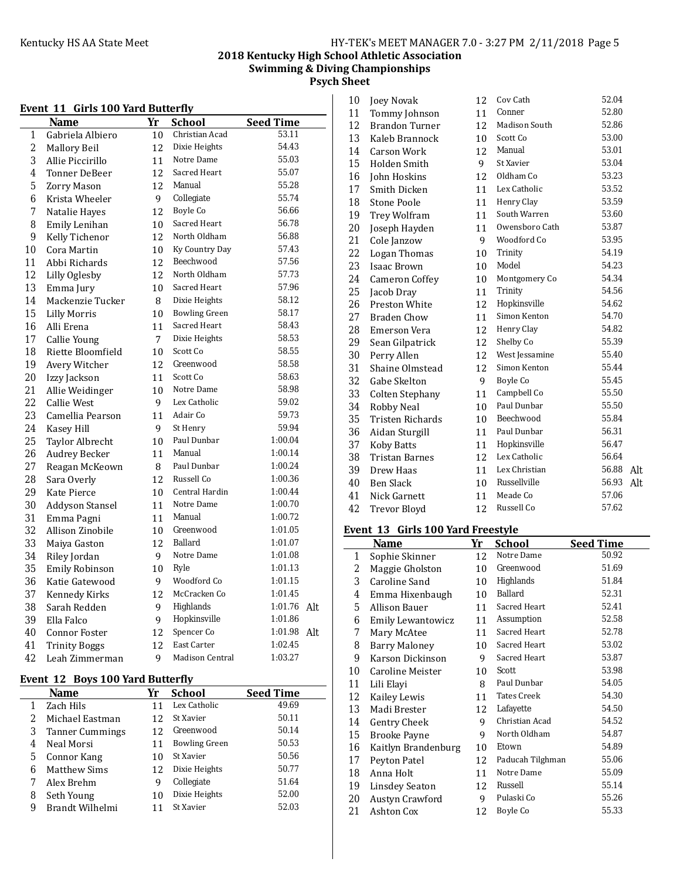## 2018 Kentucky High School Athletic Association
## Swimming & Diving Championships
## Psych Sheet

### Event 11 Girls 100 Yard Butterfly

| | Name | Yr | School | Seed Time | |
|---|---|---|---|---|---|
| 1 | Gabriela Albiero | 10 | Christian Acad | 53.11 | |
| 2 | Mallory Beil | 12 | Dixie Heights | 54.43 | |
| 3 | Allie Piccirillo | 11 | Notre Dame | 55.03 | |
| 4 | Tonner DeBeer | 12 | Sacred Heart | 55.07 | |
| 5 | Zorry Mason | 12 | Manual | 55.28 | |
| 6 | Krista Wheeler | 9 | Collegiate | 55.74 | |
| 7 | Natalie Hayes | 12 | Boyle Co | 56.66 | |
| 8 | Emily Lenihan | 10 | Sacred Heart | 56.78 | |
| 9 | Kelly Tichenor | 12 | North Oldham | 56.88 | |
| 10 | Cora Martin | 10 | Ky Country Day | 57.43 | |
| 11 | Abbi Richards | 12 | Beechwood | 57.56 | |
| 12 | Lilly Oglesby | 12 | North Oldham | 57.73 | |
| 13 | Emma Jury | 10 | Sacred Heart | 57.96 | |
| 14 | Mackenzie Tucker | 8 | Dixie Heights | 58.12 | |
| 15 | Lilly Morris | 10 | Bowling Green | 58.17 | |
| 16 | Alli Erena | 11 | Sacred Heart | 58.43 | |
| 17 | Callie Young | 7 | Dixie Heights | 58.53 | |
| 18 | Riette Bloomfield | 10 | Scott Co | 58.55 | |
| 19 | Avery Witcher | 12 | Greenwood | 58.58 | |
| 20 | Izzy Jackson | 11 | Scott Co | 58.63 | |
| 21 | Allie Weidinger | 10 | Notre Dame | 58.98 | |
| 22 | Callie West | 9 | Lex Catholic | 59.02 | |
| 23 | Camellia Pearson | 11 | Adair Co | 59.73 | |
| 24 | Kasey Hill | 9 | St Henry | 59.94 | |
| 25 | Taylor Albrecht | 10 | Paul Dunbar | 1:00.04 | |
| 26 | Audrey Becker | 11 | Manual | 1:00.14 | |
| 27 | Reagan McKeown | 8 | Paul Dunbar | 1:00.24 | |
| 28 | Sara Overly | 12 | Russell Co | 1:00.36 | |
| 29 | Kate Pierce | 10 | Central Hardin | 1:00.44 | |
| 30 | Addyson Stansel | 11 | Notre Dame | 1:00.70 | |
| 31 | Emma Pagni | 11 | Manual | 1:00.72 | |
| 32 | Allison Zinobile | 10 | Greenwood | 1:01.05 | |
| 33 | Maiya Gaston | 12 | Ballard | 1:01.07 | |
| 34 | Riley Jordan | 9 | Notre Dame | 1:01.08 | |
| 35 | Emily Robinson | 10 | Ryle | 1:01.13 | |
| 36 | Katie Gatewood | 9 | Woodford Co | 1:01.15 | |
| 37 | Kennedy Kirks | 12 | McCracken Co | 1:01.45 | |
| 38 | Sarah Redden | 9 | Highlands | 1:01.76 | Alt |
| 39 | Ella Falco | 9 | Hopkinsville | 1:01.86 | |
| 40 | Connor Foster | 12 | Spencer Co | 1:01.98 | Alt |
| 41 | Trinity Boggs | 12 | East Carter | 1:02.45 | |
| 42 | Leah Zimmerman | 9 | Madison Central | 1:03.27 | |

### Event 12 Boys 100 Yard Butterfly

| | Name | Yr | School | Seed Time | |
|---|---|---|---|---|---|
| 1 | Zach Hils | 11 | Lex Catholic | 49.69 | |
| 2 | Michael Eastman | 12 | St Xavier | 50.11 | |
| 3 | Tanner Cummings | 12 | Greenwood | 50.14 | |
| 4 | Neal Morsi | 11 | Bowling Green | 50.53 | |
| 5 | Connor Kang | 10 | St Xavier | 50.56 | |
| 6 | Matthew Sims | 12 | Dixie Heights | 50.77 | |
| 7 | Alex Brehm | 9 | Collegiate | 51.64 | |
| 8 | Seth Young | 10 | Dixie Heights | 52.00 | |
| 9 | Brandt Wilhelmi | 11 | St Xavier | 52.03 | |
| 10 | Joey Novak | 12 | Cov Cath | 52.04 | |
| 11 | Tommy Johnson | 11 | Conner | 52.80 | |
| 12 | Brandon Turner | 12 | Madison South | 52.86 | |
| 13 | Kaleb Brannock | 10 | Scott Co | 53.00 | |
| 14 | Carson Work | 12 | Manual | 53.01 | |
| 15 | Holden Smith | 9 | St Xavier | 53.04 | |
| 16 | John Hoskins | 12 | Oldham Co | 53.23 | |
| 17 | Smith Dicken | 11 | Lex Catholic | 53.52 | |
| 18 | Stone Poole | 11 | Henry Clay | 53.59 | |
| 19 | Trey Wolfram | 11 | South Warren | 53.60 | |
| 20 | Joseph Hayden | 11 | Owensboro Cath | 53.87 | |
| 21 | Cole Janzow | 9 | Woodford Co | 53.95 | |
| 22 | Logan Thomas | 10 | Trinity | 54.19 | |
| 23 | Isaac Brown | 10 | Model | 54.23 | |
| 24 | Cameron Coffey | 10 | Montgomery Co | 54.34 | |
| 25 | Jacob Dray | 11 | Trinity | 54.56 | |
| 26 | Preston White | 12 | Hopkinsville | 54.62 | |
| 27 | Braden Chow | 11 | Simon Kenton | 54.70 | |
| 28 | Emerson Vera | 12 | Henry Clay | 54.82 | |
| 29 | Sean Gilpatrick | 12 | Shelby Co | 55.39 | |
| 30 | Perry Allen | 12 | West Jessamine | 55.40 | |
| 31 | Shaine Olmstead | 12 | Simon Kenton | 55.44 | |
| 32 | Gabe Skelton | 9 | Boyle Co | 55.45 | |
| 33 | Colten Stephany | 11 | Campbell Co | 55.50 | |
| 34 | Robby Neal | 10 | Paul Dunbar | 55.50 | |
| 35 | Tristen Richards | 10 | Beechwood | 55.84 | |
| 36 | Aidan Sturgill | 11 | Paul Dunbar | 56.31 | |
| 37 | Koby Batts | 11 | Hopkinsville | 56.47 | |
| 38 | Tristan Barnes | 12 | Lex Catholic | 56.64 | |
| 39 | Drew Haas | 11 | Lex Christian | 56.88 | Alt |
| 40 | Ben Slack | 10 | Russellville | 56.93 | Alt |
| 41 | Nick Garnett | 11 | Meade Co | 57.06 | |
| 42 | Trevor Bloyd | 12 | Russell Co | 57.62 | |

### Event 13 Girls 100 Yard Freestyle

| | Name | Yr | School | Seed Time |
|---|---|---|---|---|
| 1 | Sophie Skinner | 12 | Notre Dame | 50.92 |
| 2 | Maggie Gholston | 10 | Greenwood | 51.69 |
| 3 | Caroline Sand | 10 | Highlands | 51.84 |
| 4 | Emma Hixenbaugh | 10 | Ballard | 52.31 |
| 5 | Allison Bauer | 11 | Sacred Heart | 52.41 |
| 6 | Emily Lewantowicz | 11 | Assumption | 52.58 |
| 7 | Mary McAtee | 11 | Sacred Heart | 52.78 |
| 8 | Barry Maloney | 10 | Sacred Heart | 53.02 |
| 9 | Karson Dickinson | 9 | Sacred Heart | 53.87 |
| 10 | Caroline Meister | 10 | Scott | 53.98 |
| 11 | Lili Elayi | 8 | Paul Dunbar | 54.05 |
| 12 | Kailey Lewis | 11 | Tates Creek | 54.30 |
| 13 | Madi Brester | 12 | Lafayette | 54.50 |
| 14 | Gentry Cheek | 9 | Christian Acad | 54.52 |
| 15 | Brooke Payne | 9 | North Oldham | 54.87 |
| 16 | Kaitlyn Brandenburg | 10 | Etown | 54.89 |
| 17 | Peyton Patel | 12 | Paducah Tilghman | 55.06 |
| 18 | Anna Holt | 11 | Notre Dame | 55.09 |
| 19 | Linsdey Seaton | 12 | Russell | 55.14 |
| 20 | Austyn Crawford | 9 | Pulaski Co | 55.26 |
| 21 | Ashton Cox | 12 | Boyle Co | 55.33 |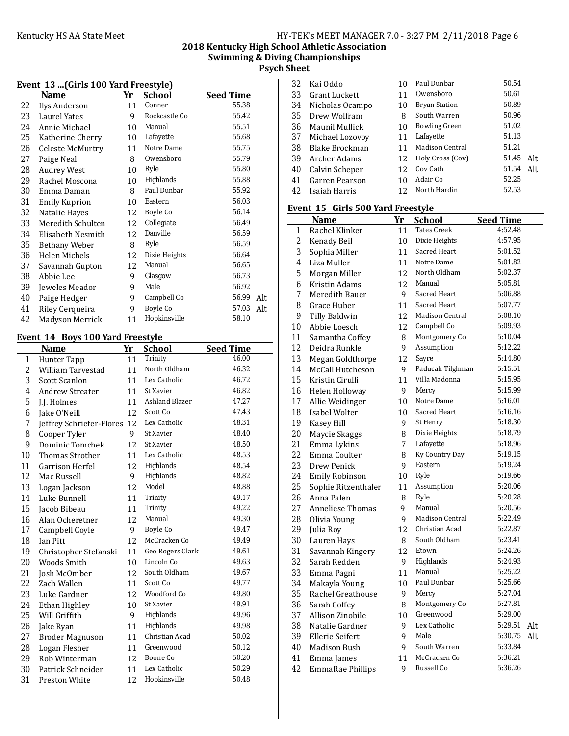## 2018 Kentucky High School Athletic Association
## Swimming & Diving Championships
## Psych Sheet

### Event 13 ...(Girls 100 Yard Freestyle)

| | Name | Yr | School | Seed Time | |
|---|---|---|---|---|---|
| 22 | Ilys Anderson | 11 | Conner | 55.38 | |
| 23 | Laurel Yates | 9 | Rockcastle Co | 55.42 | |
| 24 | Annie Michael | 10 | Manual | 55.51 | |
| 25 | Katherine Cherry | 10 | Lafayette | 55.68 | |
| 26 | Celeste McMurtry | 11 | Notre Dame | 55.75 | |
| 27 | Paige Neal | 8 | Owensboro | 55.79 | |
| 28 | Audrey West | 10 | Ryle | 55.80 | |
| 29 | Rachel Moscona | 10 | Highlands | 55.88 | |
| 30 | Emma Daman | 8 | Paul Dunbar | 55.92 | |
| 31 | Emily Kuprion | 10 | Eastern | 56.03 | |
| 32 | Natalie Hayes | 12 | Boyle Co | 56.14 | |
| 33 | Meredith Schulten | 12 | Collegiate | 56.49 | |
| 34 | Elisabeth Nesmith | 12 | Danville | 56.59 | |
| 35 | Bethany Weber | 8 | Ryle | 56.59 | |
| 36 | Helen Michels | 12 | Dixie Heights | 56.64 | |
| 37 | Savannah Gupton | 12 | Manual | 56.65 | |
| 38 | Abbie Lee | 9 | Glasgow | 56.73 | |
| 39 | Jeweles Meador | 9 | Male | 56.92 | |
| 40 | Paige Hedger | 9 | Campbell Co | 56.99 | Alt |
| 41 | Riley Cerqueira | 9 | Boyle Co | 57.03 | Alt |
| 42 | Madyson Merrick | 11 | Hopkinsville | 58.10 | |

### Event 14 Boys 100 Yard Freestyle

| | Name | Yr | School | Seed Time | |
|---|---|---|---|---|---|
| 1 | Hunter Tapp | 11 | Trinity | 46.00 | |
| 2 | William Tarvestad | 11 | North Oldham | 46.32 | |
| 3 | Scott Scanlon | 11 | Lex Catholic | 46.72 | |
| 4 | Andrew Streater | 11 | St Xavier | 46.82 | |
| 5 | J.J. Holmes | 11 | Ashland Blazer | 47.27 | |
| 6 | Jake O'Neill | 12 | Scott Co | 47.43 | |
| 7 | Jeffrey Schriefer-Flores | 12 | Lex Catholic | 48.31 | |
| 8 | Cooper Tyler | 9 | St Xavier | 48.40 | |
| 9 | Dominic Tomchek | 12 | St Xavier | 48.50 | |
| 10 | Thomas Strother | 11 | Lex Catholic | 48.53 | |
| 11 | Garrison Herfel | 12 | Highlands | 48.54 | |
| 12 | Mac Russell | 9 | Highlands | 48.82 | |
| 13 | Logan Jackson | 12 | Model | 48.88 | |
| 14 | Luke Bunnell | 11 | Trinity | 49.17 | |
| 15 | Jacob Bibeau | 11 | Trinity | 49.22 | |
| 16 | Alan Ocheretner | 12 | Manual | 49.30 | |
| 17 | Campbell Coyle | 9 | Boyle Co | 49.47 | |
| 18 | Ian Pitt | 12 | McCracken Co | 49.49 | |
| 19 | Christopher Stefanski | 11 | Geo Rogers Clark | 49.61 | |
| 20 | Woods Smith | 10 | Lincoln Co | 49.63 | |
| 21 | Josh McOmber | 12 | South Oldham | 49.67 | |
| 22 | Zach Wallen | 11 | Scott Co | 49.77 | |
| 23 | Luke Gardner | 12 | Woodford Co | 49.80 | |
| 24 | Ethan Highley | 10 | St Xavier | 49.91 | |
| 25 | Will Griffith | 9 | Highlands | 49.96 | |
| 26 | Jake Ryan | 11 | Highlands | 49.98 | |
| 27 | Broder Magnuson | 11 | Christian Acad | 50.02 | |
| 28 | Logan Flesher | 11 | Greenwood | 50.12 | |
| 29 | Rob Winterman | 12 | Boone Co | 50.20 | |
| 30 | Patrick Schneider | 11 | Lex Catholic | 50.29 | |
| 31 | Preston White | 12 | Hopkinsville | 50.48 | |
| 32 | Kai Oddo | 10 | Paul Dunbar | 50.54 | |
| 33 | Grant Luckett | 11 | Owensboro | 50.61 | |
| 34 | Nicholas Ocampo | 10 | Bryan Station | 50.89 | |
| 35 | Drew Wolfram | 8 | South Warren | 50.96 | |
| 36 | Maunil Mullick | 10 | Bowling Green | 51.02 | |
| 37 | Michael Lozovoy | 11 | Lafayette | 51.13 | |
| 38 | Blake Brockman | 11 | Madison Central | 51.21 | |
| 39 | Archer Adams | 12 | Holy Cross (Cov) | 51.45 | Alt |
| 40 | Calvin Scheper | 12 | Cov Cath | 51.54 | Alt |
| 41 | Garren Pearson | 10 | Adair Co | 52.25 | |
| 42 | Isaiah Harris | 12 | North Hardin | 52.53 | |

### Event 15 Girls 500 Yard Freestyle

| | Name | Yr | School | Seed Time | |
|---|---|---|---|---|---|
| 1 | Rachel Klinker | 11 | Tates Creek | 4:52.48 | |
| 2 | Kenady Beil | 10 | Dixie Heights | 4:57.95 | |
| 3 | Sophia Miller | 11 | Sacred Heart | 5:01.52 | |
| 4 | Liza Muller | 11 | Notre Dame | 5:01.82 | |
| 5 | Morgan Miller | 12 | North Oldham | 5:02.37 | |
| 6 | Kristin Adams | 12 | Manual | 5:05.81 | |
| 7 | Meredith Bauer | 9 | Sacred Heart | 5:06.88 | |
| 8 | Grace Huber | 11 | Sacred Heart | 5:07.77 | |
| 9 | Tilly Baldwin | 12 | Madison Central | 5:08.10 | |
| 10 | Abbie Loesch | 12 | Campbell Co | 5:09.93 | |
| 11 | Samantha Coffey | 8 | Montgomery Co | 5:10.04 | |
| 12 | Deidra Runkle | 9 | Assumption | 5:12.22 | |
| 13 | Megan Goldthorpe | 12 | Sayre | 5:14.80 | |
| 14 | McCall Hutcheson | 9 | Paducah Tilghman | 5:15.51 | |
| 15 | Kristin Cirulli | 11 | Villa Madonna | 5:15.95 | |
| 16 | Helen Holloway | 9 | Mercy | 5:15.99 | |
| 17 | Allie Weidinger | 10 | Notre Dame | 5:16.01 | |
| 18 | Isabel Wolter | 10 | Sacred Heart | 5:16.16 | |
| 19 | Kasey Hill | 9 | St Henry | 5:18.30 | |
| 20 | Maycie Skaggs | 8 | Dixie Heights | 5:18.79 | |
| 21 | Emma Lykins | 7 | Lafayette | 5:18.96 | |
| 22 | Emma Coulter | 8 | Ky Country Day | 5:19.15 | |
| 23 | Drew Penick | 9 | Eastern | 5:19.24 | |
| 24 | Emily Robinson | 10 | Ryle | 5:19.66 | |
| 25 | Sophie Ritzenthaler | 11 | Assumption | 5:20.06 | |
| 26 | Anna Palen | 8 | Ryle | 5:20.28 | |
| 27 | Anneliese Thomas | 9 | Manual | 5:20.56 | |
| 28 | Olivia Young | 9 | Madison Central | 5:22.49 | |
| 29 | Julia Roy | 12 | Christian Acad | 5:22.87 | |
| 30 | Lauren Hays | 8 | South Oldham | 5:23.41 | |
| 31 | Savannah Kingery | 12 | Etown | 5:24.26 | |
| 32 | Sarah Redden | 9 | Highlands | 5:24.93 | |
| 33 | Emma Pagni | 11 | Manual | 5:25.22 | |
| 34 | Makayla Young | 10 | Paul Dunbar | 5:25.66 | |
| 35 | Rachel Greathouse | 9 | Mercy | 5:27.04 | |
| 36 | Sarah Coffey | 8 | Montgomery Co | 5:27.81 | |
| 37 | Allison Zinobile | 10 | Greenwood | 5:29.00 | |
| 38 | Natalie Gardner | 9 | Lex Catholic | 5:29.51 | Alt |
| 39 | Ellerie Seifert | 9 | Male | 5:30.75 | Alt |
| 40 | Madison Bush | 9 | South Warren | 5:33.84 | |
| 41 | Emma James | 11 | McCracken Co | 5:36.21 | |
| 42 | EmmaRae Phillips | 9 | Russell Co | 5:36.26 | |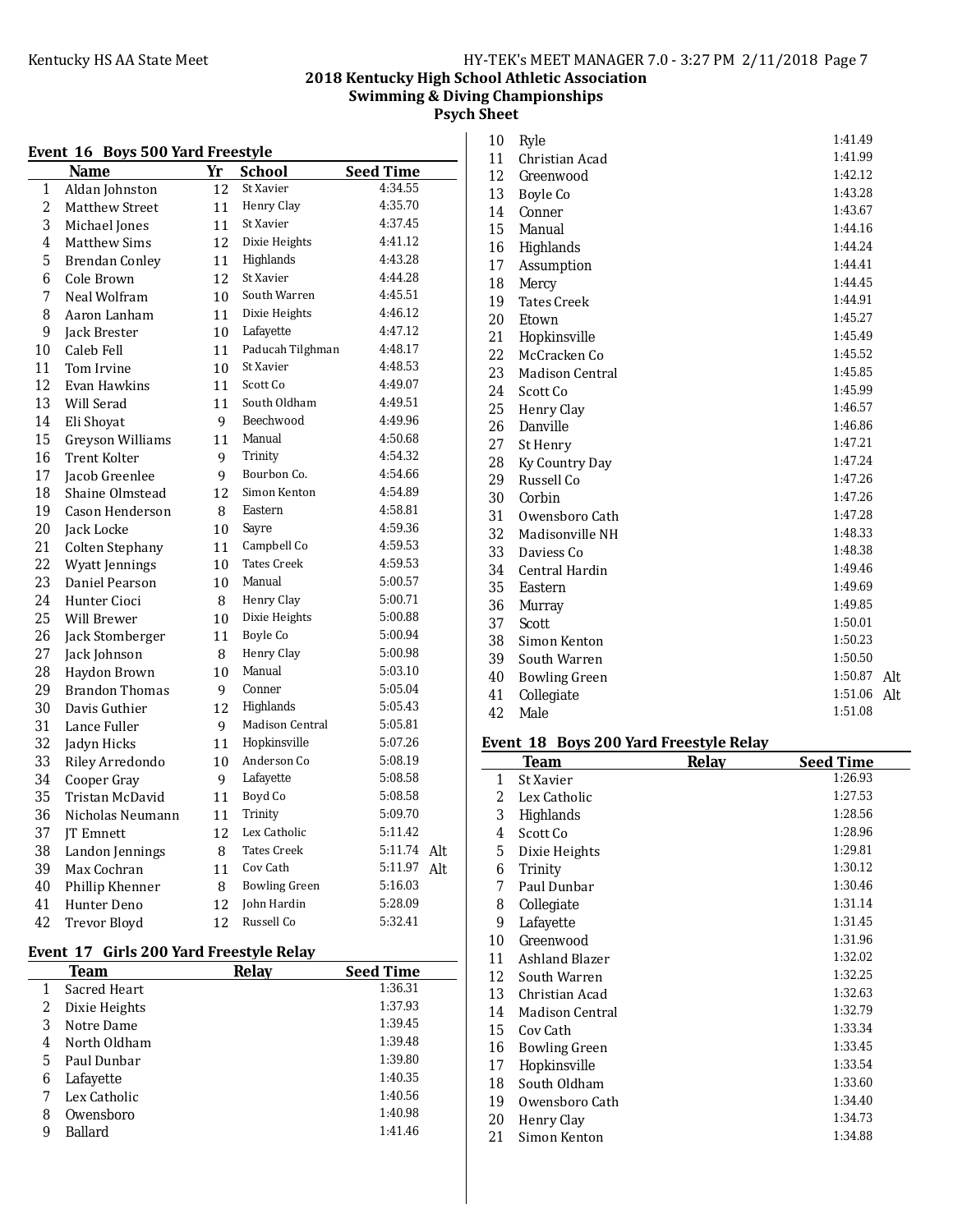# 2018 Kentucky High School Athletic Association
## Swimming & Diving Championships
### Psych Sheet

#### Event 16 Boys 500 Yard Freestyle

| | Name | Yr | School | Seed Time | |
|---|---|---|---|---|---|
| 1 | Aldan Johnston | 12 | St Xavier | 4:34.55 | |
| 2 | Matthew Street | 11 | Henry Clay | 4:35.70 | |
| 3 | Michael Jones | 11 | St Xavier | 4:37.45 | |
| 4 | Matthew Sims | 12 | Dixie Heights | 4:41.12 | |
| 5 | Brendan Conley | 11 | Highlands | 4:43.28 | |
| 6 | Cole Brown | 12 | St Xavier | 4:44.28 | |
| 7 | Neal Wolfram | 10 | South Warren | 4:45.51 | |
| 8 | Aaron Lanham | 11 | Dixie Heights | 4:46.12 | |
| 9 | Jack Brester | 10 | Lafayette | 4:47.12 | |
| 10 | Caleb Fell | 11 | Paducah Tilghman | 4:48.17 | |
| 11 | Tom Irvine | 10 | St Xavier | 4:48.53 | |
| 12 | Evan Hawkins | 11 | Scott Co | 4:49.07 | |
| 13 | Will Serad | 11 | South Oldham | 4:49.51 | |
| 14 | Eli Shoyat | 9 | Beechwood | 4:49.96 | |
| 15 | Greyson Williams | 11 | Manual | 4:50.68 | |
| 16 | Trent Kolter | 9 | Trinity | 4:54.32 | |
| 17 | Jacob Greenlee | 9 | Bourbon Co. | 4:54.66 | |
| 18 | Shaine Olmstead | 12 | Simon Kenton | 4:54.89 | |
| 19 | Cason Henderson | 8 | Eastern | 4:58.81 | |
| 20 | Jack Locke | 10 | Sayre | 4:59.36 | |
| 21 | Colten Stephany | 11 | Campbell Co | 4:59.53 | |
| 22 | Wyatt Jennings | 10 | Tates Creek | 4:59.53 | |
| 23 | Daniel Pearson | 10 | Manual | 5:00.57 | |
| 24 | Hunter Cioci | 8 | Henry Clay | 5:00.71 | |
| 25 | Will Brewer | 10 | Dixie Heights | 5:00.88 | |
| 26 | Jack Stomberger | 11 | Boyle Co | 5:00.94 | |
| 27 | Jack Johnson | 8 | Henry Clay | 5:00.98 | |
| 28 | Haydon Brown | 10 | Manual | 5:03.10 | |
| 29 | Brandon Thomas | 9 | Conner | 5:05.04 | |
| 30 | Davis Guthier | 12 | Highlands | 5:05.43 | |
| 31 | Lance Fuller | 9 | Madison Central | 5:05.81 | |
| 32 | Jadyn Hicks | 11 | Hopkinsville | 5:07.26 | |
| 33 | Riley Arredondo | 10 | Anderson Co | 5:08.19 | |
| 34 | Cooper Gray | 9 | Lafayette | 5:08.58 | |
| 35 | Tristan McDavid | 11 | Boyd Co | 5:08.58 | |
| 36 | Nicholas Neumann | 11 | Trinity | 5:09.70 | |
| 37 | JT Emnett | 12 | Lex Catholic | 5:11.42 | |
| 38 | Landon Jennings | 8 | Tates Creek | 5:11.74 | Alt |
| 39 | Max Cochran | 11 | Cov Cath | 5:11.97 | Alt |
| 40 | Phillip Khenner | 8 | Bowling Green | 5:16.03 | |
| 41 | Hunter Deno | 12 | John Hardin | 5:28.09 | |
| 42 | Trevor Bloyd | 12 | Russell Co | 5:32.41 | |

#### Event 17 Girls 200 Yard Freestyle Relay

| | Team | Relay | Seed Time | |
|---|---|---|---|---|
| 1 | Sacred Heart | | 1:36.31 | |
| 2 | Dixie Heights | | 1:37.93 | |
| 3 | Notre Dame | | 1:39.45 | |
| 4 | North Oldham | | 1:39.48 | |
| 5 | Paul Dunbar | | 1:39.80 | |
| 6 | Lafayette | | 1:40.35 | |
| 7 | Lex Catholic | | 1:40.56 | |
| 8 | Owensboro | | 1:40.98 | |
| 9 | Ballard | | 1:41.46 | |
| 10 | Ryle | | 1:41.49 | |
| 11 | Christian Acad | | 1:41.99 | |
| 12 | Greenwood | | 1:42.12 | |
| 13 | Boyle Co | | 1:43.28 | |
| 14 | Conner | | 1:43.67 | |
| 15 | Manual | | 1:44.16 | |
| 16 | Highlands | | 1:44.24 | |
| 17 | Assumption | | 1:44.41 | |
| 18 | Mercy | | 1:44.45 | |
| 19 | Tates Creek | | 1:44.91 | |
| 20 | Etown | | 1:45.27 | |
| 21 | Hopkinsville | | 1:45.49 | |
| 22 | McCracken Co | | 1:45.52 | |
| 23 | Madison Central | | 1:45.85 | |
| 24 | Scott Co | | 1:45.99 | |
| 25 | Henry Clay | | 1:46.57 | |
| 26 | Danville | | 1:46.86 | |
| 27 | St Henry | | 1:47.21 | |
| 28 | Ky Country Day | | 1:47.24 | |
| 29 | Russell Co | | 1:47.26 | |
| 30 | Corbin | | 1:47.26 | |
| 31 | Owensboro Cath | | 1:47.28 | |
| 32 | Madisonville NH | | 1:48.33 | |
| 33 | Daviess Co | | 1:48.38 | |
| 34 | Central Hardin | | 1:49.46 | |
| 35 | Eastern | | 1:49.69 | |
| 36 | Murray | | 1:49.85 | |
| 37 | Scott | | 1:50.01 | |
| 38 | Simon Kenton | | 1:50.23 | |
| 39 | South Warren | | 1:50.50 | |
| 40 | Bowling Green | | 1:50.87 | Alt |
| 41 | Collegiate | | 1:51.06 | Alt |
| 42 | Male | | 1:51.08 | |

#### Event 18 Boys 200 Yard Freestyle Relay

| | Team | Relay | Seed Time |
|---|---|---|---|
| 1 | St Xavier | | 1:26.93 |
| 2 | Lex Catholic | | 1:27.53 |
| 3 | Highlands | | 1:28.56 |
| 4 | Scott Co | | 1:28.96 |
| 5 | Dixie Heights | | 1:29.81 |
| 6 | Trinity | | 1:30.12 |
| 7 | Paul Dunbar | | 1:30.46 |
| 8 | Collegiate | | 1:31.14 |
| 9 | Lafayette | | 1:31.45 |
| 10 | Greenwood | | 1:31.96 |
| 11 | Ashland Blazer | | 1:32.02 |
| 12 | South Warren | | 1:32.25 |
| 13 | Christian Acad | | 1:32.63 |
| 14 | Madison Central | | 1:32.79 |
| 15 | Cov Cath | | 1:33.34 |
| 16 | Bowling Green | | 1:33.45 |
| 17 | Hopkinsville | | 1:33.54 |
| 18 | South Oldham | | 1:33.60 |
| 19 | Owensboro Cath | | 1:34.40 |
| 20 | Henry Clay | | 1:34.73 |
| 21 | Simon Kenton | | 1:34.88 |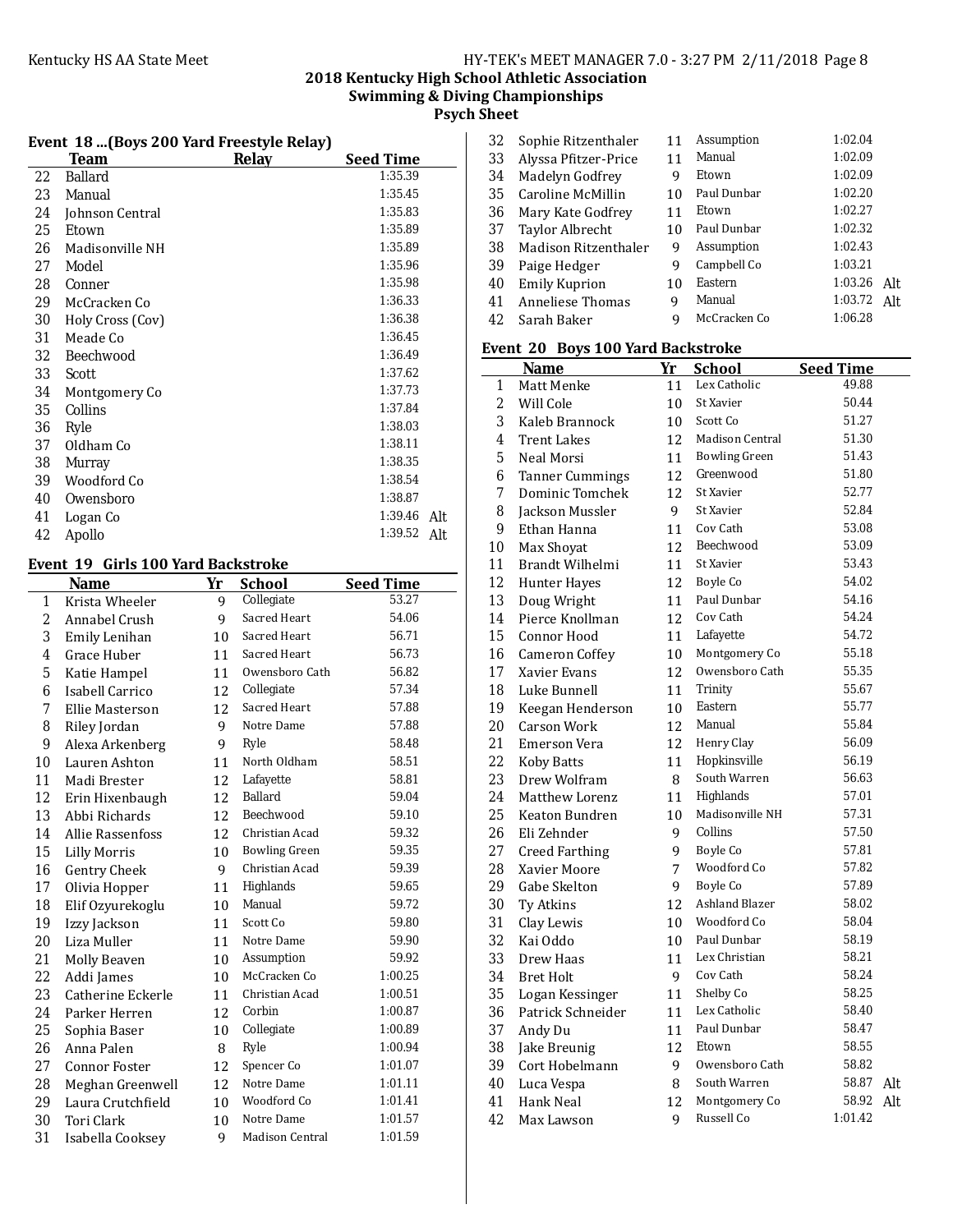Kentucky HS AA State Meet

## 2018 Kentucky High School Athletic Association
## Swimming & Diving Championships
## Psych Sheet

### Event 18 ...(Boys 200 Yard Freestyle Relay)

| | Team | Relay | Seed Time | |
|---|---|---|---|---|
| 22 | Ballard | | 1:35.39 | |
| 23 | Manual | | 1:35.45 | |
| 24 | Johnson Central | | 1:35.83 | |
| 25 | Etown | | 1:35.89 | |
| 26 | Madisonville NH | | 1:35.89 | |
| 27 | Model | | 1:35.96 | |
| 28 | Conner | | 1:35.98 | |
| 29 | McCracken Co | | 1:36.33 | |
| 30 | Holy Cross (Cov) | | 1:36.38 | |
| 31 | Meade Co | | 1:36.45 | |
| 32 | Beechwood | | 1:36.49 | |
| 33 | Scott | | 1:37.62 | |
| 34 | Montgomery Co | | 1:37.73 | |
| 35 | Collins | | 1:37.84 | |
| 36 | Ryle | | 1:38.03 | |
| 37 | Oldham Co | | 1:38.11 | |
| 38 | Murray | | 1:38.35 | |
| 39 | Woodford Co | | 1:38.54 | |
| 40 | Owensboro | | 1:38.87 | |
| 41 | Logan Co | | 1:39.46 | Alt |
| 42 | Apollo | | 1:39.52 | Alt |

### Event 19 Girls 100 Yard Backstroke

| | Name | Yr | School | Seed Time | |
|---|---|---|---|---|---|
| 1 | Krista Wheeler | 9 | Collegiate | 53.27 | |
| 2 | Annabel Crush | 9 | Sacred Heart | 54.06 | |
| 3 | Emily Lenihan | 10 | Sacred Heart | 56.71 | |
| 4 | Grace Huber | 11 | Sacred Heart | 56.73 | |
| 5 | Katie Hampel | 11 | Owensboro Cath | 56.82 | |
| 6 | Isabell Carrico | 12 | Collegiate | 57.34 | |
| 7 | Ellie Masterson | 12 | Sacred Heart | 57.88 | |
| 8 | Riley Jordan | 9 | Notre Dame | 57.88 | |
| 9 | Alexa Arkenberg | 9 | Ryle | 58.48 | |
| 10 | Lauren Ashton | 11 | North Oldham | 58.51 | |
| 11 | Madi Brester | 12 | Lafayette | 58.81 | |
| 12 | Erin Hixenbaugh | 12 | Ballard | 59.04 | |
| 13 | Abbi Richards | 12 | Beechwood | 59.10 | |
| 14 | Allie Rassenfoss | 12 | Christian Acad | 59.32 | |
| 15 | Lilly Morris | 10 | Bowling Green | 59.35 | |
| 16 | Gentry Cheek | 9 | Christian Acad | 59.39 | |
| 17 | Olivia Hopper | 11 | Highlands | 59.65 | |
| 18 | Elif Ozyurekoglu | 10 | Manual | 59.72 | |
| 19 | Izzy Jackson | 11 | Scott Co | 59.80 | |
| 20 | Liza Muller | 11 | Notre Dame | 59.90 | |
| 21 | Molly Beaven | 10 | Assumption | 59.92 | |
| 22 | Addi James | 10 | McCracken Co | 1:00.25 | |
| 23 | Catherine Eckerle | 11 | Christian Acad | 1:00.51 | |
| 24 | Parker Herren | 12 | Corbin | 1:00.87 | |
| 25 | Sophia Baser | 10 | Collegiate | 1:00.89 | |
| 26 | Anna Palen | 8 | Ryle | 1:00.94 | |
| 27 | Connor Foster | 12 | Spencer Co | 1:01.07 | |
| 28 | Meghan Greenwell | 12 | Notre Dame | 1:01.11 | |
| 29 | Laura Crutchfield | 10 | Woodford Co | 1:01.41 | |
| 30 | Tori Clark | 10 | Notre Dame | 1:01.57 | |
| 31 | Isabella Cooksey | 9 | Madison Central | 1:01.59 | |
| 32 | Sophie Ritzenthaler | 11 | Assumption | 1:02.04 | |
| 33 | Alyssa Pfitzer-Price | 11 | Manual | 1:02.09 | |
| 34 | Madelyn Godfrey | 9 | Etown | 1:02.09 | |
| 35 | Caroline McMillin | 10 | Paul Dunbar | 1:02.20 | |
| 36 | Mary Kate Godfrey | 11 | Etown | 1:02.27 | |
| 37 | Taylor Albrecht | 10 | Paul Dunbar | 1:02.32 | |
| 38 | Madison Ritzenthaler | 9 | Assumption | 1:02.43 | |
| 39 | Paige Hedger | 9 | Campbell Co | 1:03.21 | |
| 40 | Emily Kuprion | 10 | Eastern | 1:03.26 | Alt |
| 41 | Anneliese Thomas | 9 | Manual | 1:03.72 | Alt |
| 42 | Sarah Baker | 9 | McCracken Co | 1:06.28 | |

### Event 20 Boys 100 Yard Backstroke

| | Name | Yr | School | Seed Time | |
|---|---|---|---|---|---|
| 1 | Matt Menke | 11 | Lex Catholic | 49.88 | |
| 2 | Will Cole | 10 | St Xavier | 50.44 | |
| 3 | Kaleb Brannock | 10 | Scott Co | 51.27 | |
| 4 | Trent Lakes | 12 | Madison Central | 51.30 | |
| 5 | Neal Morsi | 11 | Bowling Green | 51.43 | |
| 6 | Tanner Cummings | 12 | Greenwood | 51.80 | |
| 7 | Dominic Tomchek | 12 | St Xavier | 52.77 | |
| 8 | Jackson Mussler | 9 | St Xavier | 52.84 | |
| 9 | Ethan Hanna | 11 | Cov Cath | 53.08 | |
| 10 | Max Shoyat | 12 | Beechwood | 53.09 | |
| 11 | Brandt Wilhelmi | 11 | St Xavier | 53.43 | |
| 12 | Hunter Hayes | 12 | Boyle Co | 54.02 | |
| 13 | Doug Wright | 11 | Paul Dunbar | 54.16 | |
| 14 | Pierce Knollman | 12 | Cov Cath | 54.24 | |
| 15 | Connor Hood | 11 | Lafayette | 54.72 | |
| 16 | Cameron Coffey | 10 | Montgomery Co | 55.18 | |
| 17 | Xavier Evans | 12 | Owensboro Cath | 55.35 | |
| 18 | Luke Bunnell | 11 | Trinity | 55.67 | |
| 19 | Keegan Henderson | 10 | Eastern | 55.77 | |
| 20 | Carson Work | 12 | Manual | 55.84 | |
| 21 | Emerson Vera | 12 | Henry Clay | 56.09 | |
| 22 | Koby Batts | 11 | Hopkinsville | 56.19 | |
| 23 | Drew Wolfram | 8 | South Warren | 56.63 | |
| 24 | Matthew Lorenz | 11 | Highlands | 57.01 | |
| 25 | Keaton Bundren | 10 | Madisonville NH | 57.31 | |
| 26 | Eli Zehnder | 9 | Collins | 57.50 | |
| 27 | Creed Farthing | 9 | Boyle Co | 57.81 | |
| 28 | Xavier Moore | 7 | Woodford Co | 57.82 | |
| 29 | Gabe Skelton | 9 | Boyle Co | 57.89 | |
| 30 | Ty Atkins | 12 | Ashland Blazer | 58.02 | |
| 31 | Clay Lewis | 10 | Woodford Co | 58.04 | |
| 32 | Kai Oddo | 10 | Paul Dunbar | 58.19 | |
| 33 | Drew Haas | 11 | Lex Christian | 58.21 | |
| 34 | Bret Holt | 9 | Cov Cath | 58.24 | |
| 35 | Logan Kessinger | 11 | Shelby Co | 58.25 | |
| 36 | Patrick Schneider | 11 | Lex Catholic | 58.40 | |
| 37 | Andy Du | 11 | Paul Dunbar | 58.47 | |
| 38 | Jake Breunig | 12 | Etown | 58.55 | |
| 39 | Cort Hobelmann | 9 | Owensboro Cath | 58.82 | |
| 40 | Luca Vespa | 8 | South Warren | 58.87 | Alt |
| 41 | Hank Neal | 12 | Montgomery Co | 58.92 | Alt |
| 42 | Max Lawson | 9 | Russell Co | 1:01.42 | |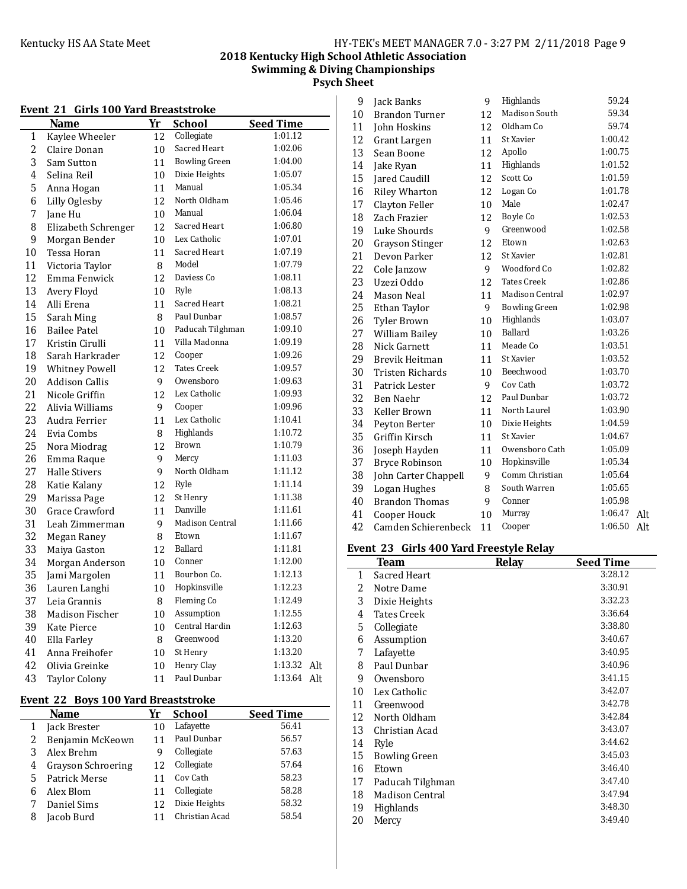# 2018 Kentucky High School Athletic Association

## Swimming & Diving Championships

## Psych Sheet

### Event 21 Girls 100 Yard Breaststroke

| | Name | Yr | School | Seed Time | |
|---|---|---|---|---|---|
| 1 | Kaylee Wheeler | 12 | Collegiate | 1:01.12 | |
| 2 | Claire Donan | 10 | Sacred Heart | 1:02.06 | |
| 3 | Sam Sutton | 11 | Bowling Green | 1:04.00 | |
| 4 | Selina Reil | 10 | Dixie Heights | 1:05.07 | |
| 5 | Anna Hogan | 11 | Manual | 1:05.34 | |
| 6 | Lilly Oglesby | 12 | North Oldham | 1:05.46 | |
| 7 | Jane Hu | 10 | Manual | 1:06.04 | |
| 8 | Elizabeth Schrenger | 12 | Sacred Heart | 1:06.80 | |
| 9 | Morgan Bender | 10 | Lex Catholic | 1:07.01 | |
| 10 | Tessa Horan | 11 | Sacred Heart | 1:07.19 | |
| 11 | Victoria Taylor | 8 | Model | 1:07.79 | |
| 12 | Emma Fenwick | 12 | Daviess Co | 1:08.11 | |
| 13 | Avery Floyd | 10 | Ryle | 1:08.13 | |
| 14 | Alli Erena | 11 | Sacred Heart | 1:08.21 | |
| 15 | Sarah Ming | 8 | Paul Dunbar | 1:08.57 | |
| 16 | Bailee Patel | 10 | Paducah Tilghman | 1:09.10 | |
| 17 | Kristin Cirulli | 11 | Villa Madonna | 1:09.19 | |
| 18 | Sarah Harkrader | 12 | Cooper | 1:09.26 | |
| 19 | Whitney Powell | 12 | Tates Creek | 1:09.57 | |
| 20 | Addison Callis | 9 | Owensboro | 1:09.63 | |
| 21 | Nicole Griffin | 12 | Lex Catholic | 1:09.93 | |
| 22 | Alivia Williams | 9 | Cooper | 1:09.96 | |
| 23 | Audra Ferrier | 11 | Lex Catholic | 1:10.41 | |
| 24 | Evia Combs | 8 | Highlands | 1:10.72 | |
| 25 | Nora Miodrag | 12 | Brown | 1:10.79 | |
| 26 | Emma Raque | 9 | Mercy | 1:11.03 | |
| 27 | Halle Stivers | 9 | North Oldham | 1:11.12 | |
| 28 | Katie Kalany | 12 | Ryle | 1:11.14 | |
| 29 | Marissa Page | 12 | St Henry | 1:11.38 | |
| 30 | Grace Crawford | 11 | Danville | 1:11.61 | |
| 31 | Leah Zimmerman | 9 | Madison Central | 1:11.66 | |
| 32 | Megan Raney | 8 | Etown | 1:11.67 | |
| 33 | Maiya Gaston | 12 | Ballard | 1:11.81 | |
| 34 | Morgan Anderson | 10 | Conner | 1:12.00 | |
| 35 | Jami Margolen | 11 | Bourbon Co. | 1:12.13 | |
| 36 | Lauren Langhi | 10 | Hopkinsville | 1:12.23 | |
| 37 | Leia Grannis | 8 | Fleming Co | 1:12.49 | |
| 38 | Madison Fischer | 10 | Assumption | 1:12.55 | |
| 39 | Kate Pierce | 10 | Central Hardin | 1:12.63 | |
| 40 | Ella Farley | 8 | Greenwood | 1:13.20 | |
| 41 | Anna Freihofer | 10 | St Henry | 1:13.20 | |
| 42 | Olivia Greinke | 10 | Henry Clay | 1:13.32 | Alt |
| 43 | Taylor Colony | 11 | Paul Dunbar | 1:13.64 | Alt |

### Event 22 Boys 100 Yard Breaststroke

| | Name | Yr | School | Seed Time | |
|---|---|---|---|---|---|
| 1 | Jack Brester | 10 | Lafayette | 56.41 | |
| 2 | Benjamin McKeown | 11 | Paul Dunbar | 56.57 | |
| 3 | Alex Brehm | 9 | Collegiate | 57.63 | |
| 4 | Grayson Schroering | 12 | Collegiate | 57.64 | |
| 5 | Patrick Merse | 11 | Cov Cath | 58.23 | |
| 6 | Alex Blom | 11 | Collegiate | 58.28 | |
| 7 | Daniel Sims | 12 | Dixie Heights | 58.32 | |
| 8 | Jacob Burd | 11 | Christian Acad | 58.54 | |
| 9 | Jack Banks | 9 | Highlands | 59.24 | |
| 10 | Brandon Turner | 12 | Madison South | 59.34 | |
| 11 | John Hoskins | 12 | Oldham Co | 59.74 | |
| 12 | Grant Largen | 11 | St Xavier | 1:00.42 | |
| 13 | Sean Boone | 12 | Apollo | 1:00.75 | |
| 14 | Jake Ryan | 11 | Highlands | 1:01.52 | |
| 15 | Jared Caudill | 12 | Scott Co | 1:01.59 | |
| 16 | Riley Wharton | 12 | Logan Co | 1:01.78 | |
| 17 | Clayton Feller | 10 | Male | 1:02.47 | |
| 18 | Zach Frazier | 12 | Boyle Co | 1:02.53 | |
| 19 | Luke Shourds | 9 | Greenwood | 1:02.58 | |
| 20 | Grayson Stinger | 12 | Etown | 1:02.63 | |
| 21 | Devon Parker | 12 | St Xavier | 1:02.81 | |
| 22 | Cole Janzow | 9 | Woodford Co | 1:02.82 | |
| 23 | Uzezi Oddo | 12 | Tates Creek | 1:02.86 | |
| 24 | Mason Neal | 11 | Madison Central | 1:02.97 | |
| 25 | Ethan Taylor | 9 | Bowling Green | 1:02.98 | |
| 26 | Tyler Brown | 10 | Highlands | 1:03.07 | |
| 27 | William Bailey | 10 | Ballard | 1:03.26 | |
| 28 | Nick Garnett | 11 | Meade Co | 1:03.51 | |
| 29 | Brevik Heitman | 11 | St Xavier | 1:03.52 | |
| 30 | Tristen Richards | 10 | Beechwood | 1:03.70 | |
| 31 | Patrick Lester | 9 | Cov Cath | 1:03.72 | |
| 32 | Ben Naehr | 12 | Paul Dunbar | 1:03.72 | |
| 33 | Keller Brown | 11 | North Laurel | 1:03.90 | |
| 34 | Peyton Berter | 10 | Dixie Heights | 1:04.59 | |
| 35 | Griffin Kirsch | 11 | St Xavier | 1:04.67 | |
| 36 | Joseph Hayden | 11 | Owensboro Cath | 1:05.09 | |
| 37 | Bryce Robinson | 10 | Hopkinsville | 1:05.34 | |
| 38 | John Carter Chappell | 9 | Comm Christian | 1:05.64 | |
| 39 | Logan Hughes | 8 | South Warren | 1:05.65 | |
| 40 | Brandon Thomas | 9 | Conner | 1:05.98 | |
| 41 | Cooper Houck | 10 | Murray | 1:06.47 | Alt |
| 42 | Camden Schierenbeck | 11 | Cooper | 1:06.50 | Alt |

### Event 23 Girls 400 Yard Freestyle Relay

| | Team | Relay | Seed Time |
|---|---|---|---|
| 1 | Sacred Heart | | 3:28.12 |
| 2 | Notre Dame | | 3:30.91 |
| 3 | Dixie Heights | | 3:32.23 |
| 4 | Tates Creek | | 3:36.64 |
| 5 | Collegiate | | 3:38.80 |
| 6 | Assumption | | 3:40.67 |
| 7 | Lafayette | | 3:40.95 |
| 8 | Paul Dunbar | | 3:40.96 |
| 9 | Owensboro | | 3:41.15 |
| 10 | Lex Catholic | | 3:42.07 |
| 11 | Greenwood | | 3:42.78 |
| 12 | North Oldham | | 3:42.84 |
| 13 | Christian Acad | | 3:43.07 |
| 14 | Ryle | | 3:44.62 |
| 15 | Bowling Green | | 3:45.03 |
| 16 | Etown | | 3:46.40 |
| 17 | Paducah Tilghman | | 3:47.40 |
| 18 | Madison Central | | 3:47.94 |
| 19 | Highlands | | 3:48.30 |
| 20 | Mercy | | 3:49.40 |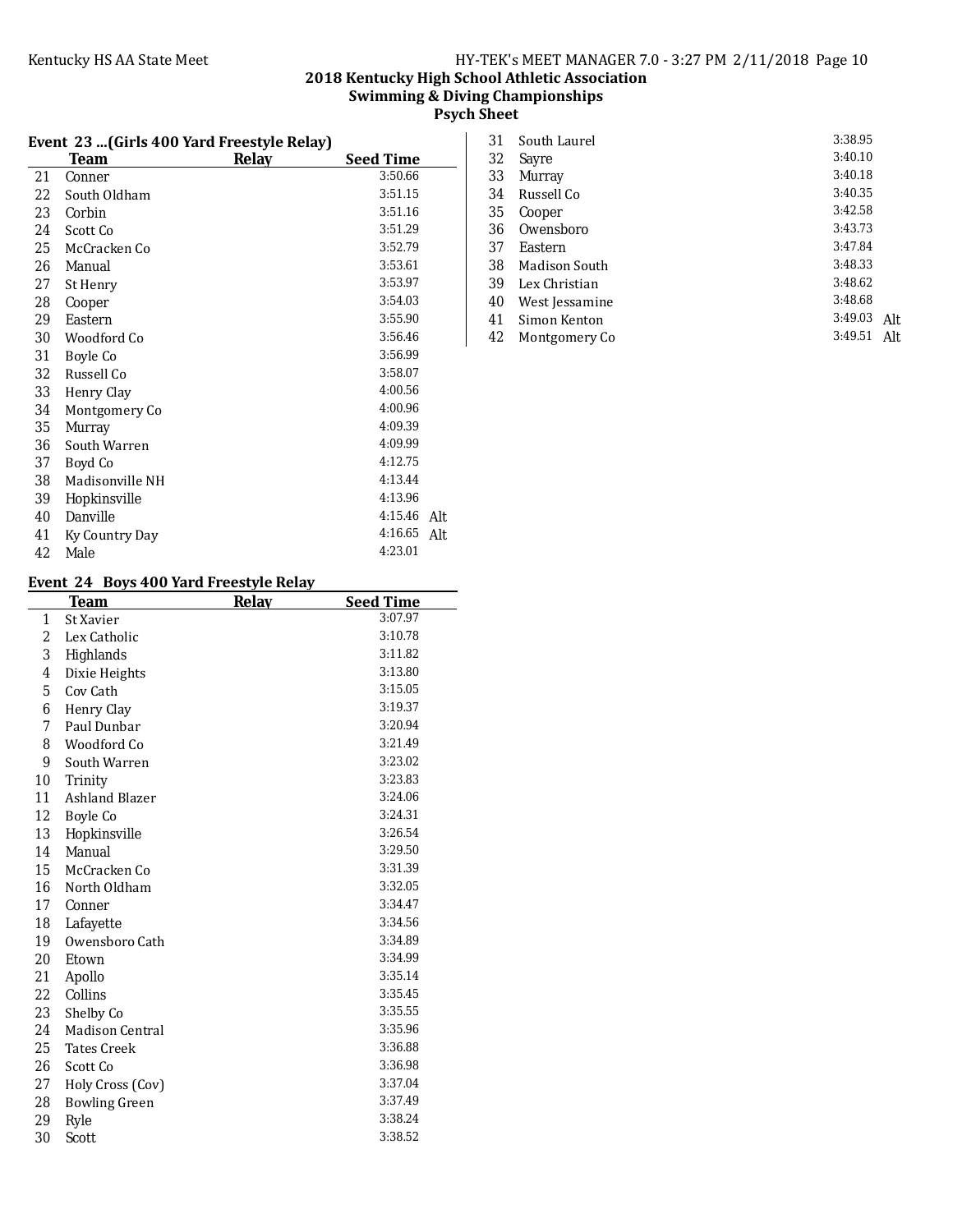# 2018 Kentucky High School Athletic Association
## Swimming & Diving Championships
## Psych Sheet

### Event 23 ...(Girls 400 Yard Freestyle Relay)

| | Team | Relay | Seed Time | |
|---|---|---|---|---|
| 21 | Conner | | 3:50.66 | |
| 22 | South Oldham | | 3:51.15 | |
| 23 | Corbin | | 3:51.16 | |
| 24 | Scott Co | | 3:51.29 | |
| 25 | McCracken Co | | 3:52.79 | |
| 26 | Manual | | 3:53.61 | |
| 27 | St Henry | | 3:53.97 | |
| 28 | Cooper | | 3:54.03 | |
| 29 | Eastern | | 3:55.90 | |
| 30 | Woodford Co | | 3:56.46 | |
| 31 | Boyle Co | | 3:56.99 | |
| 32 | Russell Co | | 3:58.07 | |
| 33 | Henry Clay | | 4:00.56 | |
| 34 | Montgomery Co | | 4:00.96 | |
| 35 | Murray | | 4:09.39 | |
| 36 | South Warren | | 4:09.99 | |
| 37 | Boyd Co | | 4:12.75 | |
| 38 | Madisonville NH | | 4:13.44 | |
| 39 | Hopkinsville | | 4:13.96 | |
| 40 | Danville | | 4:15.46 | Alt |
| 41 | Ky Country Day | | 4:16.65 | Alt |
| 42 | Male | | 4:23.01 | |

### Event 24 Boys 400 Yard Freestyle Relay

| | Team | Relay | Seed Time | |
|---|---|---|---|---|
| 1 | St Xavier | | 3:07.97 | |
| 2 | Lex Catholic | | 3:10.78 | |
| 3 | Highlands | | 3:11.82 | |
| 4 | Dixie Heights | | 3:13.80 | |
| 5 | Cov Cath | | 3:15.05 | |
| 6 | Henry Clay | | 3:19.37 | |
| 7 | Paul Dunbar | | 3:20.94 | |
| 8 | Woodford Co | | 3:21.49 | |
| 9 | South Warren | | 3:23.02 | |
| 10 | Trinity | | 3:23.83 | |
| 11 | Ashland Blazer | | 3:24.06 | |
| 12 | Boyle Co | | 3:24.31 | |
| 13 | Hopkinsville | | 3:26.54 | |
| 14 | Manual | | 3:29.50 | |
| 15 | McCracken Co | | 3:31.39 | |
| 16 | North Oldham | | 3:32.05 | |
| 17 | Conner | | 3:34.47 | |
| 18 | Lafayette | | 3:34.56 | |
| 19 | Owensboro Cath | | 3:34.89 | |
| 20 | Etown | | 3:34.99 | |
| 21 | Apollo | | 3:35.14 | |
| 22 | Collins | | 3:35.45 | |
| 23 | Shelby Co | | 3:35.55 | |
| 24 | Madison Central | | 3:35.96 | |
| 25 | Tates Creek | | 3:36.88 | |
| 26 | Scott Co | | 3:36.98 | |
| 27 | Holy Cross (Cov) | | 3:37.04 | |
| 28 | Bowling Green | | 3:37.49 | |
| 29 | Ryle | | 3:38.24 | |
| 30 | Scott | | 3:38.52 | |
| 31 | South Laurel | | 3:38.95 | |
| 32 | Sayre | | 3:40.10 | |
| 33 | Murray | | 3:40.18 | |
| 34 | Russell Co | | 3:40.35 | |
| 35 | Cooper | | 3:42.58 | |
| 36 | Owensboro | | 3:43.73 | |
| 37 | Eastern | | 3:47.84 | |
| 38 | Madison South | | 3:48.33 | |
| 39 | Lex Christian | | 3:48.62 | |
| 40 | West Jessamine | | 3:48.68 | |
| 41 | Simon Kenton | | 3:49.03 | Alt |
| 42 | Montgomery Co | | 3:49.51 | Alt |